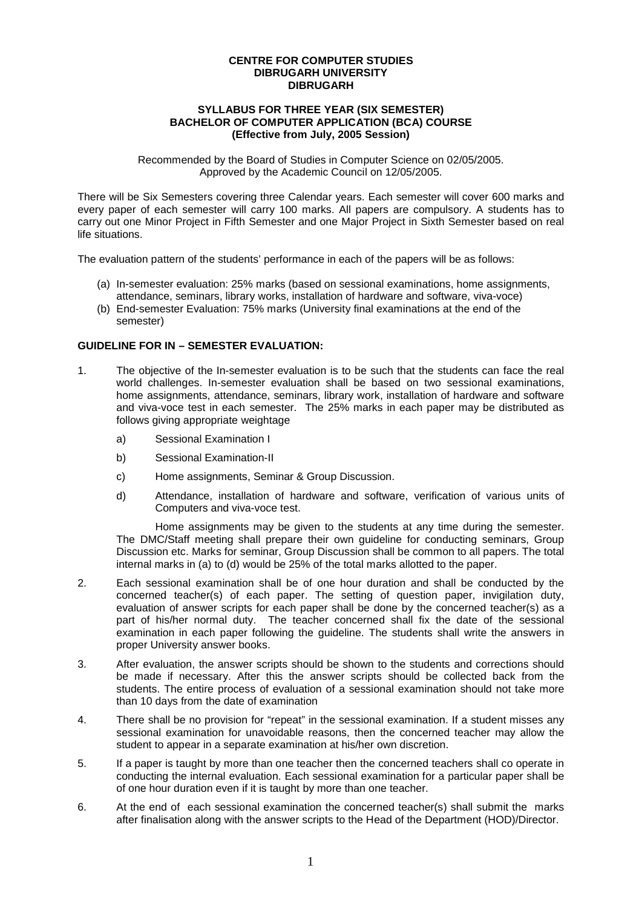**CENTRE FOR COMPUTER STUDIES**
**DIBRUGARH UNIVERSITY**
**DIBRUGARH**

**SYLLABUS FOR THREE YEAR (SIX SEMESTER)**
**BACHELOR OF COMPUTER APPLICATION (BCA) COURSE**
**(Effective from July, 2005 Session)**

Recommended by the Board of Studies in Computer Science on 02/05/2005.
Approved by the Academic Council on 12/05/2005.

There will be Six Semesters covering three Calendar years. Each semester will cover 600 marks and every paper of each semester will carry 100 marks. All papers are compulsory. A students has to carry out one Minor Project in Fifth Semester and one Major Project in Sixth Semester based on real life situations.

The evaluation pattern of the students' performance in each of the papers will be as follows:

(a) In-semester evaluation: 25% marks (based on sessional examinations, home assignments, attendance, seminars, library works, installation of hardware and software, viva-voce)
(b) End-semester Evaluation: 75% marks (University final examinations at the end of the semester)

**GUIDELINE FOR IN – SEMESTER EVALUATION:**

1. The objective of the In-semester evaluation is to be such that the students can face the real world challenges. In-semester evaluation shall be based on two sessional examinations, home assignments, attendance, seminars, library work, installation of hardware and software and viva-voce test in each semester. The 25% marks in each paper may be distributed as follows giving appropriate weightage

   a) Sessional Examination I

   b) Sessional Examination-II

   c) Home assignments, Seminar & Group Discussion.

   d) Attendance, installation of hardware and software, verification of various units of Computers and viva-voce test.

   Home assignments may be given to the students at any time during the semester. The DMC/Staff meeting shall prepare their own guideline for conducting seminars, Group Discussion etc. Marks for seminar, Group Discussion shall be common to all papers. The total internal marks in (a) to (d) would be 25% of the total marks allotted to the paper.

2. Each sessional examination shall be of one hour duration and shall be conducted by the concerned teacher(s) of each paper. The setting of question paper, invigilation duty, evaluation of answer scripts for each paper shall be done by the concerned teacher(s) as a part of his/her normal duty. The teacher concerned shall fix the date of the sessional examination in each paper following the guideline. The students shall write the answers in proper University answer books.

3. After evaluation, the answer scripts should be shown to the students and corrections should be made if necessary. After this the answer scripts should be collected back from the students. The entire process of evaluation of a sessional examination should not take more than 10 days from the date of examination

4. There shall be no provision for "repeat" in the sessional examination. If a student misses any sessional examination for unavoidable reasons, then the concerned teacher may allow the student to appear in a separate examination at his/her own discretion.

5. If a paper is taught by more than one teacher then the concerned teachers shall co operate in conducting the internal evaluation. Each sessional examination for a particular paper shall be of one hour duration even if it is taught by more than one teacher.

6. At the end of each sessional examination the concerned teacher(s) shall submit the marks after finalisation along with the answer scripts to the Head of the Department (HOD)/Director.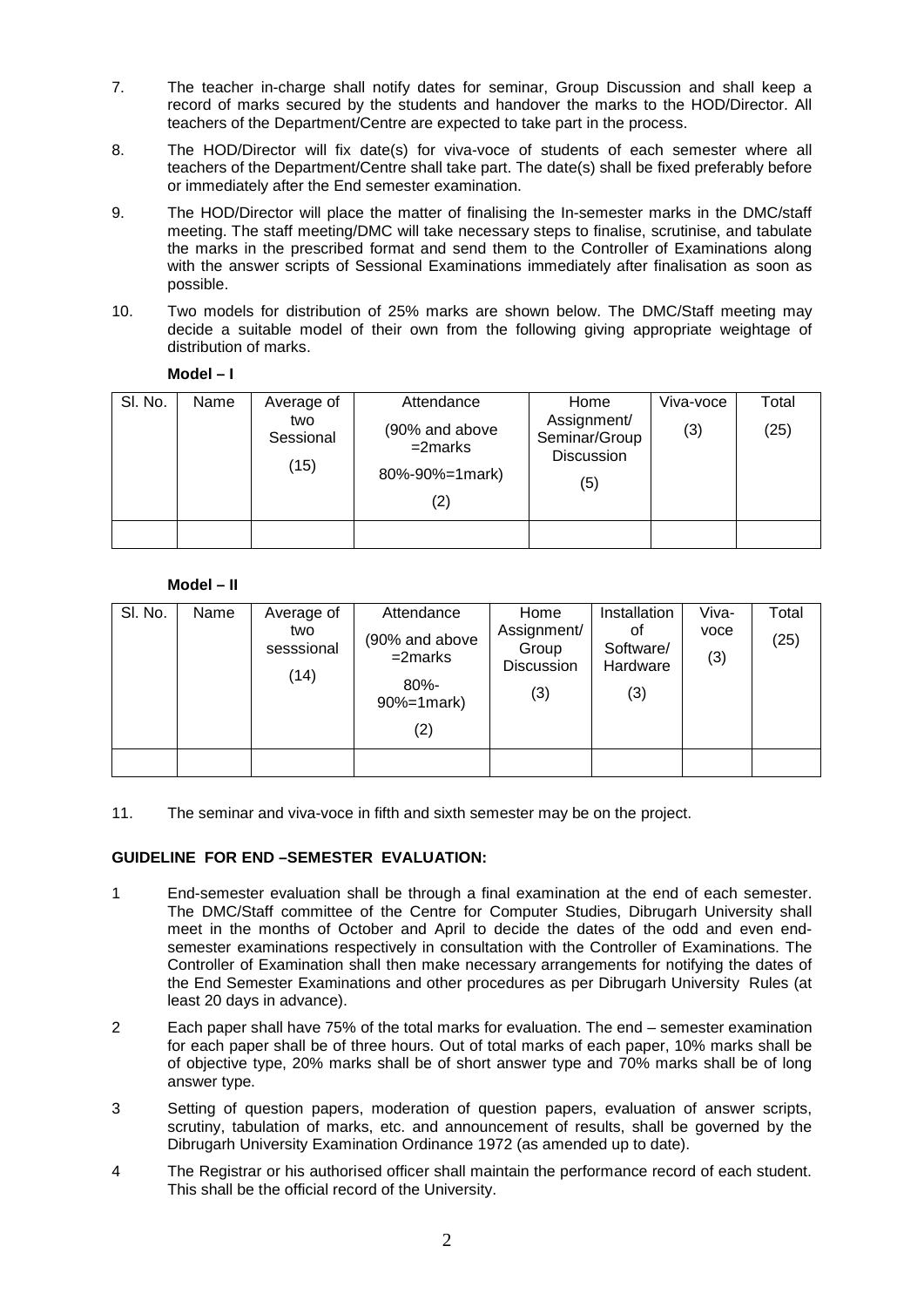7. The teacher in-charge shall notify dates for seminar, Group Discussion and shall keep a record of marks secured by the students and handover the marks to the HOD/Director. All teachers of the Department/Centre are expected to take part in the process.

8. The HOD/Director will fix date(s) for viva-voce of students of each semester where all teachers of the Department/Centre shall take part. The date(s) shall be fixed preferably before or immediately after the End semester examination.

9. The HOD/Director will place the matter of finalising the In-semester marks in the DMC/staff meeting. The staff meeting/DMC will take necessary steps to finalise, scrutinise, and tabulate the marks in the prescribed format and send them to the Controller of Examinations along with the answer scripts of Sessional Examinations immediately after finalisation as soon as possible.

10. Two models for distribution of 25% marks are shown below. The DMC/Staff meeting may decide a suitable model of their own from the following giving appropriate weightage of distribution of marks.

**Model – I**

| Sl. No. | Name | Average of two Sessional (15) | Attendance (90% and above =2marks 80%-90%=1mark) (2) | Home Assignment/ Seminar/Group Discussion (5) | Viva-voce (3) | Total (25) |
|---|---|---|---|---|---|---|
| | | | | | | |

**Model – II**

| Sl. No. | Name | Average of two sesssional (14) | Attendance (90% and above =2marks 80%-90%=1mark) (2) | Home Assignment/ Group Discussion (3) | Installation of Software/ Hardware (3) | Viva-voce (3) | Total (25) |
|---|---|---|---|---|---|---|---|
| | | | | | | | |

11. The seminar and viva-voce in fifth and sixth semester may be on the project.

**GUIDELINE FOR END –SEMESTER EVALUATION:**

1 End-semester evaluation shall be through a final examination at the end of each semester. The DMC/Staff committee of the Centre for Computer Studies, Dibrugarh University shall meet in the months of October and April to decide the dates of the odd and even end-semester examinations respectively in consultation with the Controller of Examinations. The Controller of Examination shall then make necessary arrangements for notifying the dates of the End Semester Examinations and other procedures as per Dibrugarh University Rules (at least 20 days in advance).

2 Each paper shall have 75% of the total marks for evaluation. The end – semester examination for each paper shall be of three hours. Out of total marks of each paper, 10% marks shall be of objective type, 20% marks shall be of short answer type and 70% marks shall be of long answer type.

3 Setting of question papers, moderation of question papers, evaluation of answer scripts, scrutiny, tabulation of marks, etc. and announcement of results, shall be governed by the Dibrugarh University Examination Ordinance 1972 (as amended up to date).

4 The Registrar or his authorised officer shall maintain the performance record of each student. This shall be the official record of the University.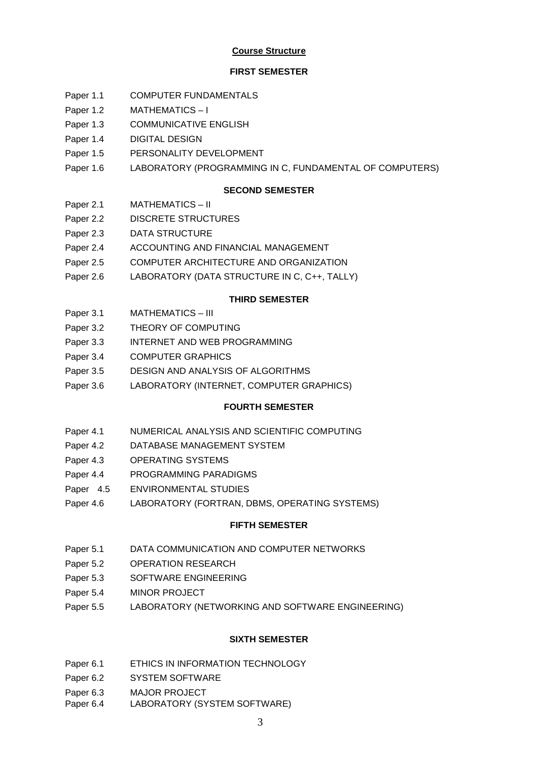## Course Structure

### FIRST SEMESTER

| | |
|---|---|
| Paper 1.1 | COMPUTER FUNDAMENTALS |
| Paper 1.2 | MATHEMATICS – I |
| Paper 1.3 | COMMUNICATIVE ENGLISH |
| Paper 1.4 | DIGITAL DESIGN |
| Paper 1.5 | PERSONALITY DEVELOPMENT |
| Paper 1.6 | LABORATORY (PROGRAMMING IN C, FUNDAMENTAL OF COMPUTERS) |

### SECOND SEMESTER

| | |
|---|---|
| Paper 2.1 | MATHEMATICS – II |
| Paper 2.2 | DISCRETE STRUCTURES |
| Paper 2.3 | DATA STRUCTURE |
| Paper 2.4 | ACCOUNTING AND FINANCIAL MANAGEMENT |
| Paper 2.5 | COMPUTER ARCHITECTURE AND ORGANIZATION |
| Paper 2.6 | LABORATORY (DATA STRUCTURE IN C, C++, TALLY) |

### THIRD SEMESTER

| | |
|---|---|
| Paper 3.1 | MATHEMATICS – III |
| Paper 3.2 | THEORY OF COMPUTING |
| Paper 3.3 | INTERNET AND WEB PROGRAMMING |
| Paper 3.4 | COMPUTER GRAPHICS |
| Paper 3.5 | DESIGN AND ANALYSIS OF ALGORITHMS |
| Paper 3.6 | LABORATORY (INTERNET, COMPUTER GRAPHICS) |

### FOURTH SEMESTER

| | |
|---|---|
| Paper 4.1 | NUMERICAL ANALYSIS AND SCIENTIFIC COMPUTING |
| Paper 4.2 | DATABASE MANAGEMENT SYSTEM |
| Paper 4.3 | OPERATING SYSTEMS |
| Paper 4.4 | PROGRAMMING PARADIGMS |
| Paper 4.5 | ENVIRONMENTAL STUDIES |
| Paper 4.6 | LABORATORY (FORTRAN, DBMS, OPERATING SYSTEMS) |

### FIFTH SEMESTER

| | |
|---|---|
| Paper 5.1 | DATA COMMUNICATION AND COMPUTER NETWORKS |
| Paper 5.2 | OPERATION RESEARCH |
| Paper 5.3 | SOFTWARE ENGINEERING |
| Paper 5.4 | MINOR PROJECT |
| Paper 5.5 | LABORATORY (NETWORKING AND SOFTWARE ENGINEERING) |

### SIXTH SEMESTER

| | |
|---|---|
| Paper 6.1 | ETHICS IN INFORMATION TECHNOLOGY |
| Paper 6.2 | SYSTEM SOFTWARE |
| Paper 6.3 | MAJOR PROJECT |
| Paper 6.4 | LABORATORY (SYSTEM SOFTWARE) |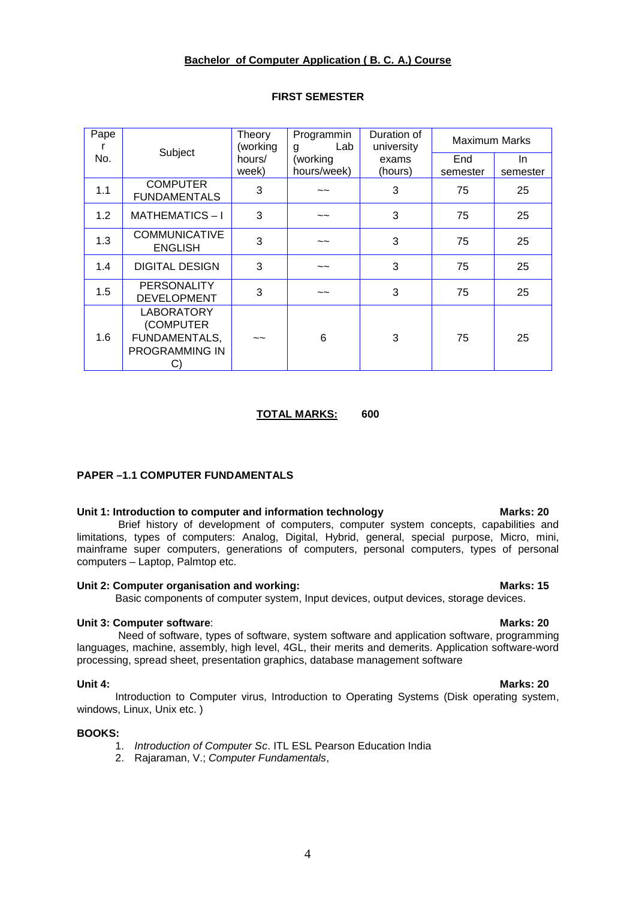# Bachelor of Computer Application ( B. C. A.) Course

## FIRST SEMESTER

| Paper No. | Subject | Theory (working hours/ week) | Programming Lab (working hours/week) | Duration of university exams (hours) | Maximum Marks | |
|---|---|---|---|---|---|---|
| | | | | | End semester | In semester |
| 1.1 | COMPUTER FUNDAMENTALS | 3 | ~~ | 3 | 75 | 25 |
| 1.2 | MATHEMATICS – I | 3 | ~~ | 3 | 75 | 25 |
| 1.3 | COMMUNICATIVE ENGLISH | 3 | ~~ | 3 | 75 | 25 |
| 1.4 | DIGITAL DESIGN | 3 | ~~ | 3 | 75 | 25 |
| 1.5 | PERSONALITY DEVELOPMENT | 3 | ~~ | 3 | 75 | 25 |
| 1.6 | LABORATORY (COMPUTER FUNDAMENTALS, PROGRAMMING IN C) | ~~ | 6 | 3 | 75 | 25 |

**TOTAL MARKS: 600**

### PAPER –1.1 COMPUTER FUNDAMENTALS

**Unit 1: Introduction to computer and information technology** **Marks: 20**

Brief history of development of computers, computer system concepts, capabilities and limitations, types of computers: Analog, Digital, Hybrid, general, special purpose, Micro, mini, mainframe super computers, generations of computers, personal computers, types of personal computers – Laptop, Palmtop etc.

**Unit 2: Computer organisation and working:** **Marks: 15**

Basic components of computer system, Input devices, output devices, storage devices.

**Unit 3: Computer software**: **Marks: 20**

Need of software, types of software, system software and application software, programming languages, machine, assembly, high level, 4GL, their merits and demerits. Application software-word processing, spread sheet, presentation graphics, database management software

**Unit 4:** **Marks: 20**

Introduction to Computer virus, Introduction to Operating Systems (Disk operating system, windows, Linux, Unix etc. )

**BOOKS:**

1. *Introduction of Computer Sc*. ITL ESL Pearson Education India
2. Rajaraman, V.; *Computer Fundamentals*,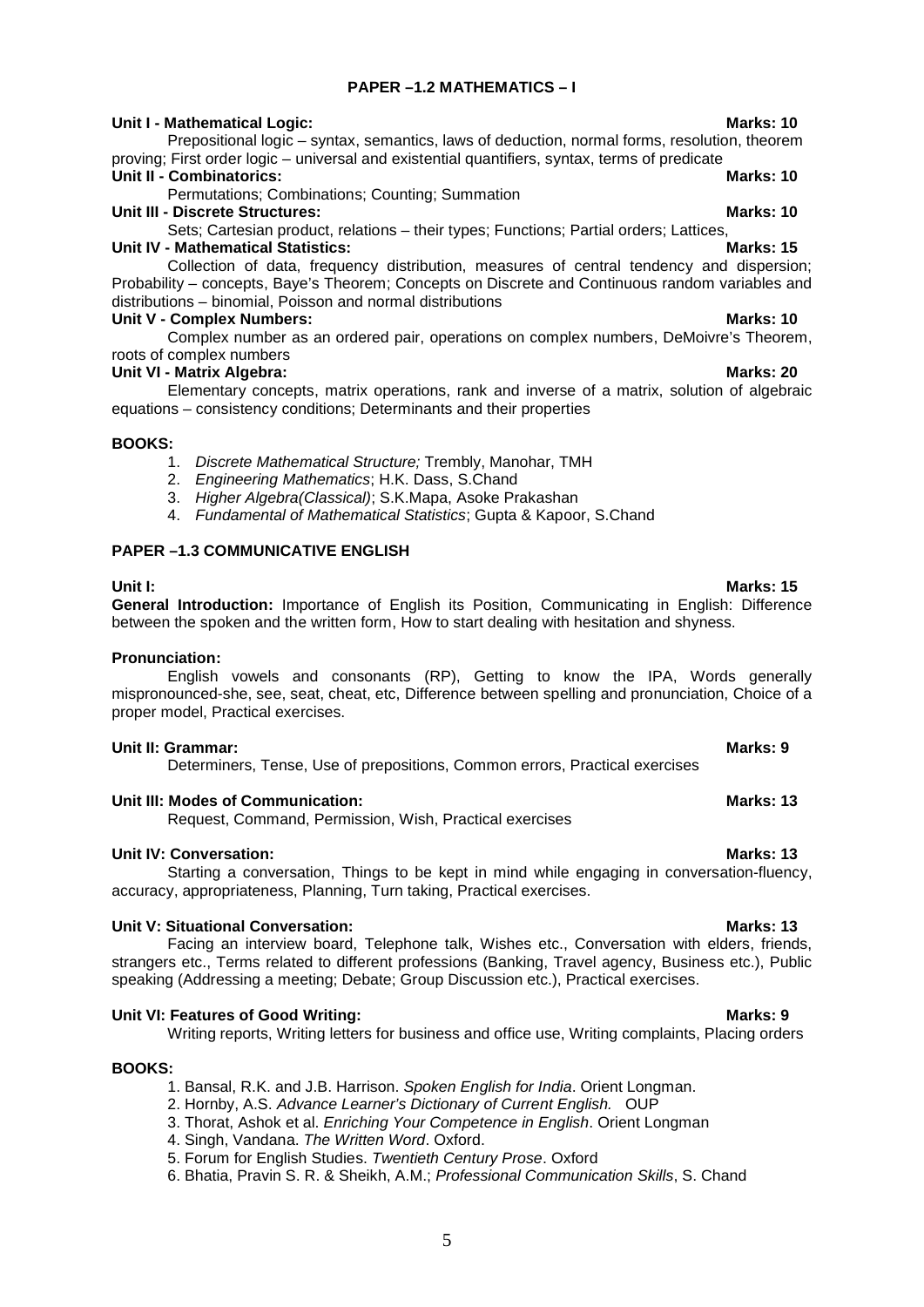## PAPER –1.2 MATHEMATICS – I

**Unit I - Mathematical Logic:** **Marks: 10**

Prepositional logic – syntax, semantics, laws of deduction, normal forms, resolution, theorem proving; First order logic – universal and existential quantifiers, syntax, terms of predicate

**Unit II - Combinatorics:** **Marks: 10**

Permutations; Combinations; Counting; Summation

**Unit III - Discrete Structures:** **Marks: 10**

Sets; Cartesian product, relations – their types; Functions; Partial orders; Lattices,

**Unit IV - Mathematical Statistics:** **Marks: 15**

Collection of data, frequency distribution, measures of central tendency and dispersion; Probability – concepts, Baye's Theorem; Concepts on Discrete and Continuous random variables and distributions – binomial, Poisson and normal distributions

**Unit V - Complex Numbers:** **Marks: 10**

Complex number as an ordered pair, operations on complex numbers, DeMoivre's Theorem, roots of complex numbers

**Unit VI - Matrix Algebra:** **Marks: 20**

Elementary concepts, matrix operations, rank and inverse of a matrix, solution of algebraic equations – consistency conditions; Determinants and their properties

**BOOKS:**

1. *Discrete Mathematical Structure;* Trembly, Manohar, TMH
2. *Engineering Mathematics*; H.K. Dass, S.Chand
3. *Higher Algebra(Classical)*; S.K.Mapa, Asoke Prakashan
4. *Fundamental of Mathematical Statistics*; Gupta & Kapoor, S.Chand

## PAPER –1.3 COMMUNICATIVE ENGLISH

**Unit I:** **Marks: 15**

**General Introduction:** Importance of English its Position, Communicating in English: Difference between the spoken and the written form, How to start dealing with hesitation and shyness.

**Pronunciation:**

English vowels and consonants (RP), Getting to know the IPA, Words generally mispronounced-she, see, seat, cheat, etc, Difference between spelling and pronunciation, Choice of a proper model, Practical exercises.

**Unit II: Grammar:** **Marks: 9**

Determiners, Tense, Use of prepositions, Common errors, Practical exercises

**Unit III: Modes of Communication:** **Marks: 13**

Request, Command, Permission, Wish, Practical exercises

**Unit IV: Conversation:** **Marks: 13**

Starting a conversation, Things to be kept in mind while engaging in conversation-fluency, accuracy, appropriateness, Planning, Turn taking, Practical exercises.

**Unit V: Situational Conversation:** **Marks: 13**

Facing an interview board, Telephone talk, Wishes etc., Conversation with elders, friends, strangers etc., Terms related to different professions (Banking, Travel agency, Business etc.), Public speaking (Addressing a meeting; Debate; Group Discussion etc.), Practical exercises.

**Unit VI: Features of Good Writing:** **Marks: 9**

Writing reports, Writing letters for business and office use, Writing complaints, Placing orders

**BOOKS:**

1. Bansal, R.K. and J.B. Harrison. *Spoken English for India*. Orient Longman.
2. Hornby, A.S. *Advance Learner's Dictionary of Current English.* OUP
3. Thorat, Ashok et al. *Enriching Your Competence in English*. Orient Longman
4. Singh, Vandana. *The Written Word*. Oxford.
5. Forum for English Studies. *Twentieth Century Prose*. Oxford
6. Bhatia, Pravin S. R. & Sheikh, A.M.; *Professional Communication Skills*, S. Chand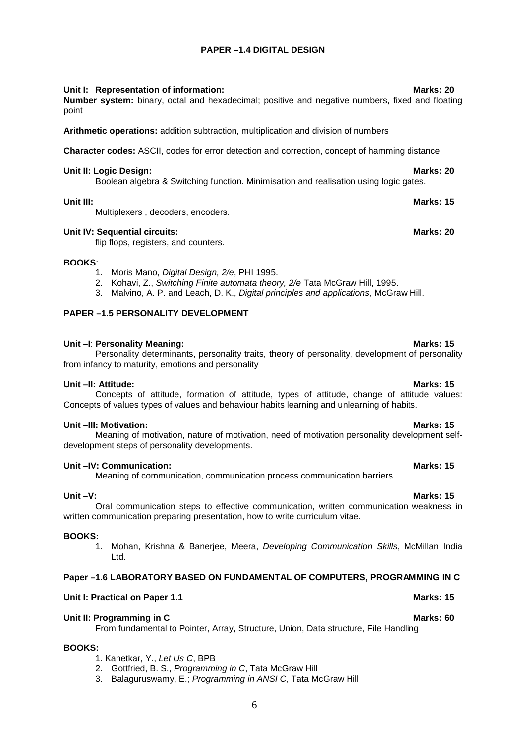## PAPER –1.4 DIGITAL DESIGN

**Unit I: Representation of information:** **Marks: 20**

**Number system:** binary, octal and hexadecimal; positive and negative numbers, fixed and floating point

**Arithmetic operations:** addition subtraction, multiplication and division of numbers

**Character codes:** ASCII, codes for error detection and correction, concept of hamming distance

**Unit II: Logic Design:** **Marks: 20**

Boolean algebra & Switching function. Minimisation and realisation using logic gates.

**Unit III:** **Marks: 15**

Multiplexers , decoders, encoders.

**Unit IV: Sequential circuits:** **Marks: 20**

flip flops, registers, and counters.

**BOOKS**:

1. Moris Mano, *Digital Design, 2/e*, PHI 1995.
2. Kohavi, Z., *Switching Finite automata theory, 2/e* Tata McGraw Hill, 1995.
3. Malvino, A. P. and Leach, D. K., *Digital principles and applications*, McGraw Hill.

## PAPER –1.5 PERSONALITY DEVELOPMENT

**Unit –I**: **Personality Meaning:** **Marks: 15**

Personality determinants, personality traits, theory of personality, development of personality from infancy to maturity, emotions and personality

**Unit –II: Attitude:** **Marks: 15**

Concepts of attitude, formation of attitude, types of attitude, change of attitude values: Concepts of values types of values and behaviour habits learning and unlearning of habits.

**Unit –III: Motivation:** **Marks: 15**

Meaning of motivation, nature of motivation, need of motivation personality development self-development steps of personality developments.

**Unit –IV: Communication:** **Marks: 15**

Meaning of communication, communication process communication barriers

**Unit –V:** **Marks: 15**

Oral communication steps to effective communication, written communication weakness in written communication preparing presentation, how to write curriculum vitae.

**BOOKS:**

1. Mohan, Krishna & Banerjee, Meera, *Developing Communication Skills*, McMillan India Ltd.

## Paper –1.6 LABORATORY BASED ON FUNDAMENTAL OF COMPUTERS, PROGRAMMING IN C

**Unit I: Practical on Paper 1.1** **Marks: 15**

**Unit II: Programming in C** **Marks: 60**

From fundamental to Pointer, Array, Structure, Union, Data structure, File Handling

**BOOKS:**

1. Kanetkar, Y., *Let Us C*, BPB
2. Gottfried, B. S., *Programming in C*, Tata McGraw Hill
3. Balaguruswamy, E.; *Programming in ANSI C*, Tata McGraw Hill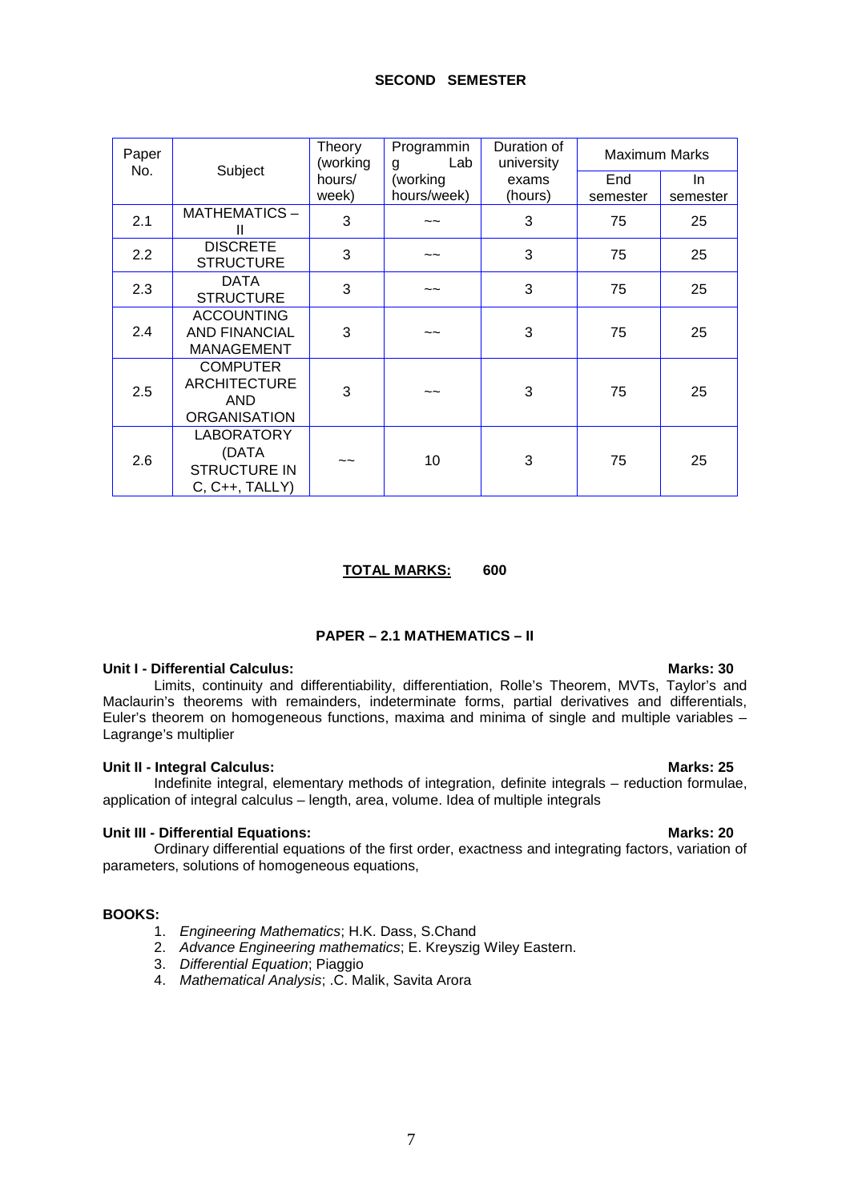## SECOND SEMESTER

| Paper No. | Subject | Theory (working hours/ week) | Programming Lab (working hours/week) | Duration of university exams (hours) | Maximum Marks | |
|---|---|---|---|---|---|---|
| | | | | | End semester | In semester |
| 2.1 | MATHEMATICS – II | 3 | ~~ | 3 | 75 | 25 |
| 2.2 | DISCRETE STRUCTURE | 3 | ~~ | 3 | 75 | 25 |
| 2.3 | DATA STRUCTURE | 3 | ~~ | 3 | 75 | 25 |
| 2.4 | ACCOUNTING AND FINANCIAL MANAGEMENT | 3 | ~~ | 3 | 75 | 25 |
| 2.5 | COMPUTER ARCHITECTURE AND ORGANISATION | 3 | ~~ | 3 | 75 | 25 |
| 2.6 | LABORATORY (DATA STRUCTURE IN C, C++, TALLY) | ~~ | 10 | 3 | 75 | 25 |

**TOTAL MARKS: 600**

### PAPER – 2.1 MATHEMATICS – II

**Unit I - Differential Calculus:** **Marks: 30**

Limits, continuity and differentiability, differentiation, Rolle's Theorem, MVTs, Taylor's and Maclaurin's theorems with remainders, indeterminate forms, partial derivatives and differentials, Euler's theorem on homogeneous functions, maxima and minima of single and multiple variables – Lagrange's multiplier

**Unit II - Integral Calculus:** **Marks: 25**

Indefinite integral, elementary methods of integration, definite integrals – reduction formulae, application of integral calculus – length, area, volume. Idea of multiple integrals

**Unit III - Differential Equations:** **Marks: 20**

Ordinary differential equations of the first order, exactness and integrating factors, variation of parameters, solutions of homogeneous equations,

**BOOKS:**

1. *Engineering Mathematics*; H.K. Dass, S.Chand
2. *Advance Engineering mathematics*; E. Kreyszig Wiley Eastern.
3. *Differential Equation*; Piaggio
4. *Mathematical Analysis*; .C. Malik, Savita Arora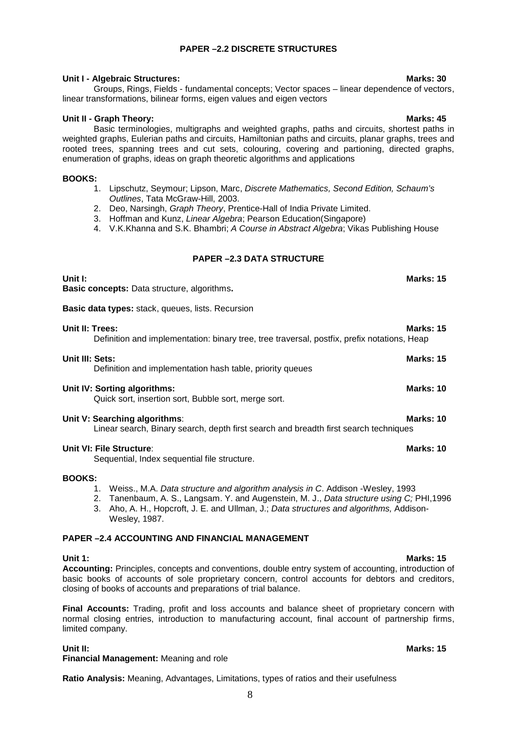## PAPER –2.2 DISCRETE STRUCTURES

**Unit I - Algebraic Structures:** **Marks: 30**

Groups, Rings, Fields - fundamental concepts; Vector spaces – linear dependence of vectors, linear transformations, bilinear forms, eigen values and eigen vectors

**Unit II - Graph Theory:** **Marks: 45**

Basic terminologies, multigraphs and weighted graphs, paths and circuits, shortest paths in weighted graphs, Eulerian paths and circuits, Hamiltonian paths and circuits, planar graphs, trees and rooted trees, spanning trees and cut sets, colouring, covering and partioning, directed graphs, enumeration of graphs, ideas on graph theoretic algorithms and applications

**BOOKS:**

1. Lipschutz, Seymour; Lipson, Marc, *Discrete Mathematics, Second Edition, Schaum's Outlines*, Tata McGraw-Hill, 2003.
2. Deo, Narsingh, *Graph Theory*, Prentice-Hall of India Private Limited.
3. Hoffman and Kunz, *Linear Algebra*; Pearson Education(Singapore)
4. V.K.Khanna and S.K. Bhambri; *A Course in Abstract Algebra*; Vikas Publishing House

## PAPER –2.3 DATA STRUCTURE

**Unit I:** **Marks: 15**

**Basic concepts:** Data structure, algorithms**.**

**Basic data types:** stack, queues, lists. Recursion

**Unit II: Trees:** **Marks: 15**

Definition and implementation: binary tree, tree traversal, postfix, prefix notations, Heap

**Unit III: Sets:** **Marks: 15**

Definition and implementation hash table, priority queues

**Unit IV: Sorting algorithms:** **Marks: 10**

Quick sort, insertion sort, Bubble sort, merge sort.

**Unit V: Searching algorithms**: **Marks: 10**

Linear search, Binary search, depth first search and breadth first search techniques

**Unit VI: File Structure**: **Marks: 10**

Sequential, Index sequential file structure.

**BOOKS:**

1. Weiss., M.A. *Data structure and algorithm analysis in C*. Addison -Wesley, 1993
2. Tanenbaum, A. S., Langsam. Y. and Augenstein, M. J., *Data structure using C;* PHI,1996
3. Aho, A. H., Hopcroft, J. E. and Ullman, J.; *Data structures and algorithms,* Addison-Wesley, 1987.

## PAPER –2.4 ACCOUNTING AND FINANCIAL MANAGEMENT

**Unit 1:** **Marks: 15**

**Accounting:** Principles, concepts and conventions, double entry system of accounting, introduction of basic books of accounts of sole proprietary concern, control accounts for debtors and creditors, closing of books of accounts and preparations of trial balance.

**Final Accounts:** Trading, profit and loss accounts and balance sheet of proprietary concern with normal closing entries, introduction to manufacturing account, final account of partnership firms, limited company.

**Unit II:** **Marks: 15**

**Financial Management:** Meaning and role

**Ratio Analysis:** Meaning, Advantages, Limitations, types of ratios and their usefulness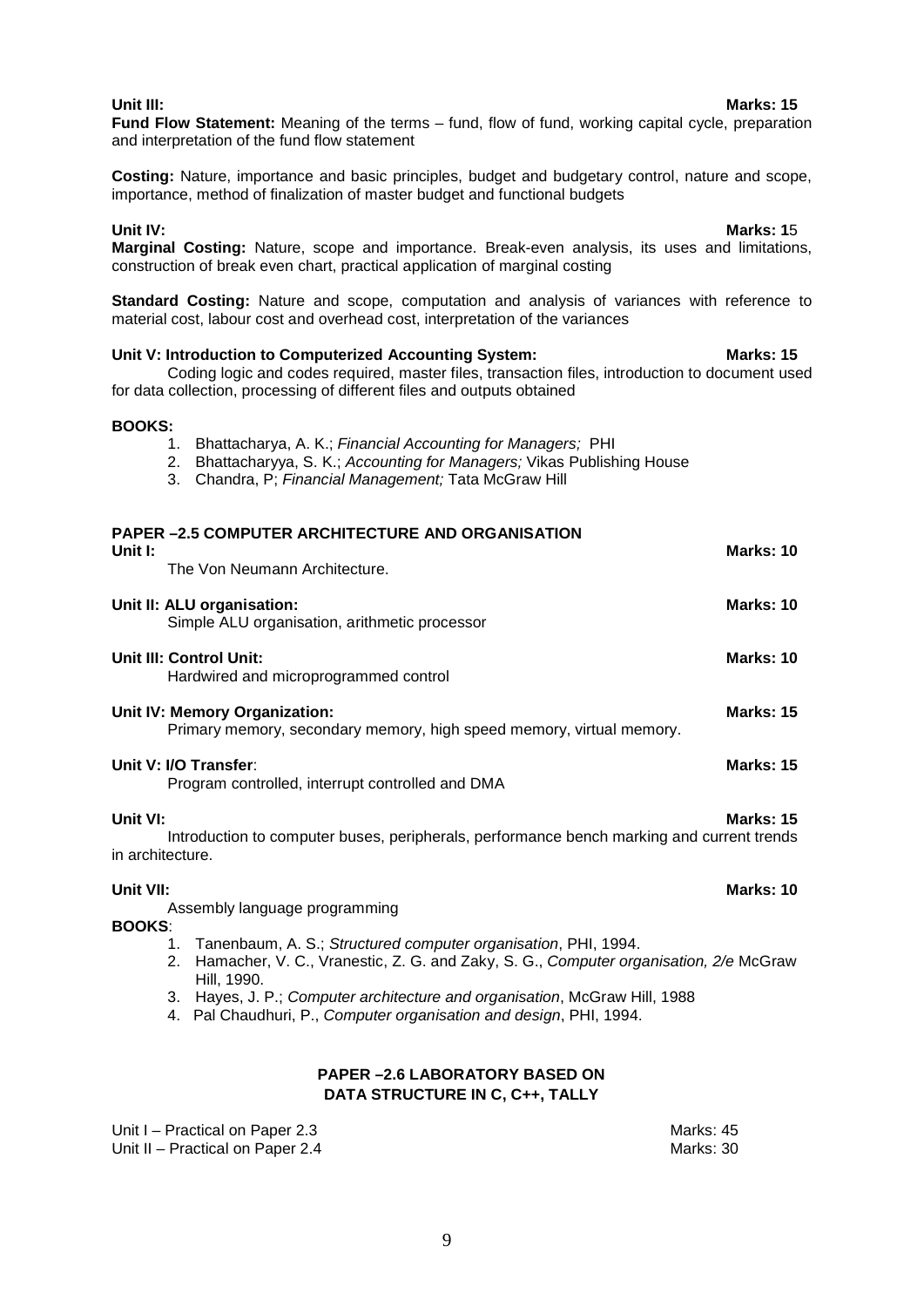**Unit III:** **Marks: 15**

**Fund Flow Statement:** Meaning of the terms – fund, flow of fund, working capital cycle, preparation and interpretation of the fund flow statement

**Costing:** Nature, importance and basic principles, budget and budgetary control, nature and scope, importance, method of finalization of master budget and functional budgets

**Unit IV:** **Marks: 15**

**Marginal Costing:** Nature, scope and importance. Break-even analysis, its uses and limitations, construction of break even chart, practical application of marginal costing

**Standard Costing:** Nature and scope, computation and analysis of variances with reference to material cost, labour cost and overhead cost, interpretation of the variances

**Unit V: Introduction to Computerized Accounting System:** **Marks: 15**

Coding logic and codes required, master files, transaction files, introduction to document used for data collection, processing of different files and outputs obtained

**BOOKS:**

1. Bhattacharya, A. K.; *Financial Accounting for Managers;* PHI
2. Bhattacharyya, S. K.; *Accounting for Managers;* Vikas Publishing House
3. Chandra, P; *Financial Management;* Tata McGraw Hill

## PAPER –2.5 COMPUTER ARCHITECTURE AND ORGANISATION

**Unit I:** **Marks: 10**

The Von Neumann Architecture.

**Unit II: ALU organisation:** **Marks: 10**

Simple ALU organisation, arithmetic processor

**Unit III: Control Unit:** **Marks: 10**

Hardwired and microprogrammed control

**Unit IV: Memory Organization:** **Marks: 15**

Primary memory, secondary memory, high speed memory, virtual memory.

**Unit V: I/O Transfer**: **Marks: 15**

Program controlled, interrupt controlled and DMA

**Unit VI:** **Marks: 15**

Introduction to computer buses, peripherals, performance bench marking and current trends in architecture.

**Unit VII:** **Marks: 10**

Assembly language programming

**BOOKS**:

1. Tanenbaum, A. S.; *Structured computer organisation*, PHI, 1994.
2. Hamacher, V. C., Vranestic, Z. G. and Zaky, S. G., *Computer organisation, 2/e* McGraw Hill, 1990.
3. Hayes, J. P.; *Computer architecture and organisation*, McGraw Hill, 1988
4. Pal Chaudhuri, P., *Computer organisation and design*, PHI, 1994.

## PAPER –2.6 LABORATORY BASED ON DATA STRUCTURE IN C, C++, TALLY

Unit I – Practical on Paper 2.3 Marks: 45

Unit II – Practical on Paper 2.4 Marks: 30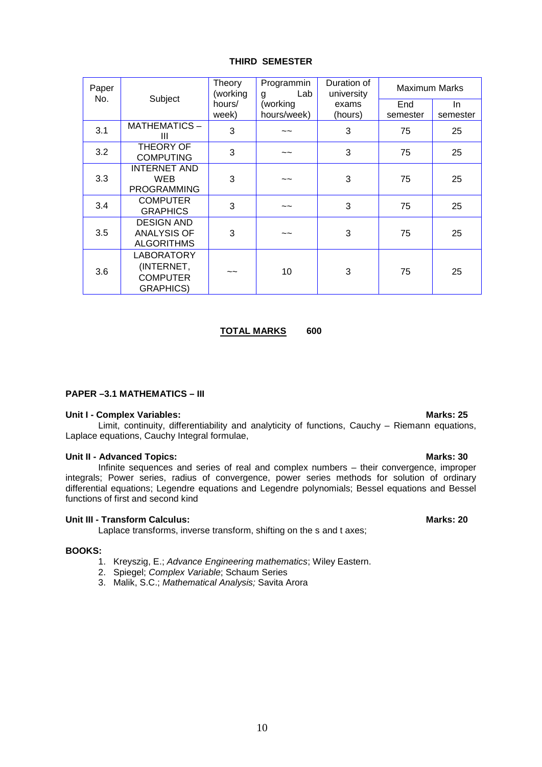## THIRD SEMESTER

| Paper No. | Subject | Theory (working hours/ week) | Programming Lab (working hours/week) | Duration of university exams (hours) | Maximum Marks | |
|---|---|---|---|---|---|---|
| | | | | | End semester | In semester |
| 3.1 | MATHEMATICS – III | 3 | ~~ | 3 | 75 | 25 |
| 3.2 | THEORY OF COMPUTING | 3 | ~~ | 3 | 75 | 25 |
| 3.3 | INTERNET AND WEB PROGRAMMING | 3 | ~~ | 3 | 75 | 25 |
| 3.4 | COMPUTER GRAPHICS | 3 | ~~ | 3 | 75 | 25 |
| 3.5 | DESIGN AND ANALYSIS OF ALGORITHMS | 3 | ~~ | 3 | 75 | 25 |
| 3.6 | LABORATORY (INTERNET, COMPUTER GRAPHICS) | ~~ | 10 | 3 | 75 | 25 |

**TOTAL MARKS 600**

### PAPER –3.1 MATHEMATICS – III

**Unit I - Complex Variables: Marks: 25**

Limit, continuity, differentiability and analyticity of functions, Cauchy – Riemann equations, Laplace equations, Cauchy Integral formulae,

**Unit II - Advanced Topics: Marks: 30**

Infinite sequences and series of real and complex numbers – their convergence, improper integrals; Power series, radius of convergence, power series methods for solution of ordinary differential equations; Legendre equations and Legendre polynomials; Bessel equations and Bessel functions of first and second kind

**Unit III - Transform Calculus: Marks: 20**

Laplace transforms, inverse transform, shifting on the s and t axes;

**BOOKS:**

1. Kreyszig, E.; *Advance Engineering mathematics*; Wiley Eastern.
2. Spiegel; *Complex Variable*; Schaum Series
3. Malik, S.C.; *Mathematical Analysis;* Savita Arora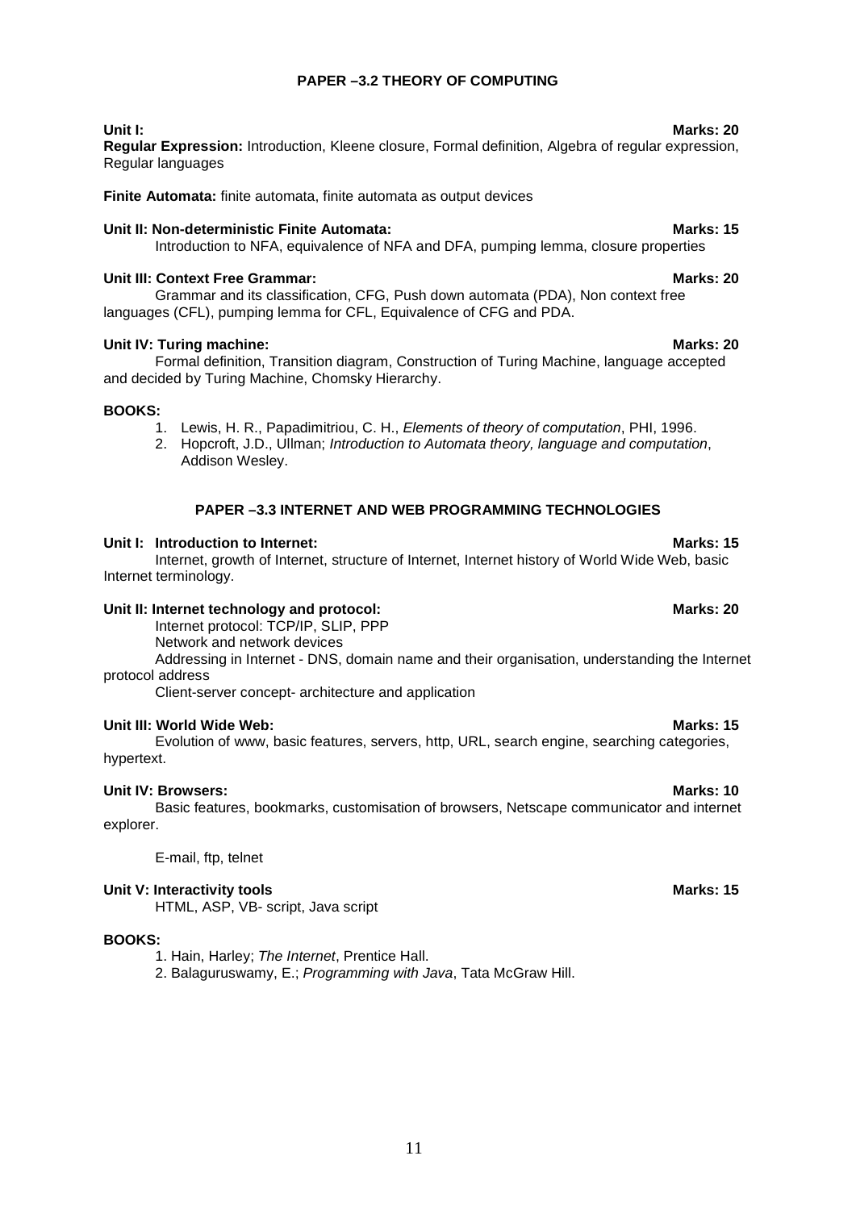## PAPER –3.2 THEORY OF COMPUTING

**Unit I:** **Marks: 20**

**Regular Expression:** Introduction, Kleene closure, Formal definition, Algebra of regular expression, Regular languages

**Finite Automata:** finite automata, finite automata as output devices

**Unit II: Non-deterministic Finite Automata:** **Marks: 15**

Introduction to NFA, equivalence of NFA and DFA, pumping lemma, closure properties

**Unit III: Context Free Grammar:** **Marks: 20**

Grammar and its classification, CFG, Push down automata (PDA), Non context free languages (CFL), pumping lemma for CFL, Equivalence of CFG and PDA.

**Unit IV: Turing machine:** **Marks: 20**

Formal definition, Transition diagram, Construction of Turing Machine, language accepted and decided by Turing Machine, Chomsky Hierarchy.

**BOOKS:**

1. Lewis, H. R., Papadimitriou, C. H., *Elements of theory of computation*, PHI, 1996.
2. Hopcroft, J.D., Ullman; *Introduction to Automata theory, language and computation*, Addison Wesley.

## PAPER –3.3 INTERNET AND WEB PROGRAMMING TECHNOLOGIES

**Unit I: Introduction to Internet:** **Marks: 15**

Internet, growth of Internet, structure of Internet, Internet history of World Wide Web, basic Internet terminology.

**Unit II: Internet technology and protocol:** **Marks: 20**

Internet protocol: TCP/IP, SLIP, PPP

Network and network devices

Addressing in Internet - DNS, domain name and their organisation, understanding the Internet protocol address

Client-server concept- architecture and application

**Unit III: World Wide Web:** **Marks: 15**

Evolution of www, basic features, servers, http, URL, search engine, searching categories, hypertext.

**Unit IV: Browsers:** **Marks: 10**

Basic features, bookmarks, customisation of browsers, Netscape communicator and internet explorer.

E-mail, ftp, telnet

**Unit V: Interactivity tools** **Marks: 15**

HTML, ASP, VB- script, Java script

**BOOKS:**

1. Hain, Harley; *The Internet*, Prentice Hall.
2. Balaguruswamy, E.; *Programming with Java*, Tata McGraw Hill.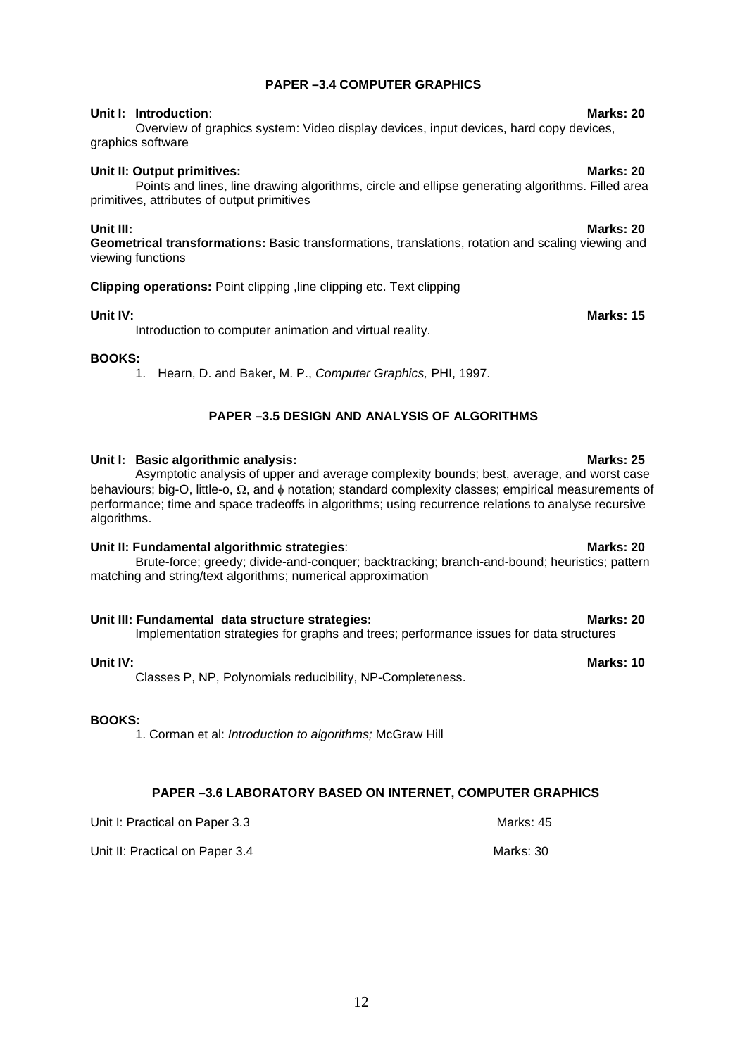## PAPER –3.4 COMPUTER GRAPHICS

**Unit I: Introduction**: **Marks: 20**

Overview of graphics system: Video display devices, input devices, hard copy devices, graphics software

**Unit II: Output primitives:** **Marks: 20**

Points and lines, line drawing algorithms, circle and ellipse generating algorithms. Filled area primitives, attributes of output primitives

**Unit III:** **Marks: 20**

**Geometrical transformations:** Basic transformations, translations, rotation and scaling viewing and viewing functions

**Clipping operations:** Point clipping ,line clipping etc. Text clipping

**Unit IV:** **Marks: 15**

Introduction to computer animation and virtual reality.

**BOOKS:**

1. Hearn, D. and Baker, M. P., *Computer Graphics,* PHI, 1997.

## PAPER –3.5 DESIGN AND ANALYSIS OF ALGORITHMS

**Unit I: Basic algorithmic analysis:** **Marks: 25**

Asymptotic analysis of upper and average complexity bounds; best, average, and worst case behaviours; big-O, little-o, $\Omega$, and $\phi$ notation; standard complexity classes; empirical measurements of performance; time and space tradeoffs in algorithms; using recurrence relations to analyse recursive algorithms.

**Unit II: Fundamental algorithmic strategies**: **Marks: 20**

Brute-force; greedy; divide-and-conquer; backtracking; branch-and-bound; heuristics; pattern matching and string/text algorithms; numerical approximation

**Unit III: Fundamental data structure strategies:** **Marks: 20**

Implementation strategies for graphs and trees; performance issues for data structures

**Unit IV:** **Marks: 10**

Classes P, NP, Polynomials reducibility, NP-Completeness.

**BOOKS:**

1. Corman et al: *Introduction to algorithms;* McGraw Hill

## PAPER –3.6 LABORATORY BASED ON INTERNET, COMPUTER GRAPHICS

Unit I: Practical on Paper 3.3 Marks: 45

Unit II: Practical on Paper 3.4 Marks: 30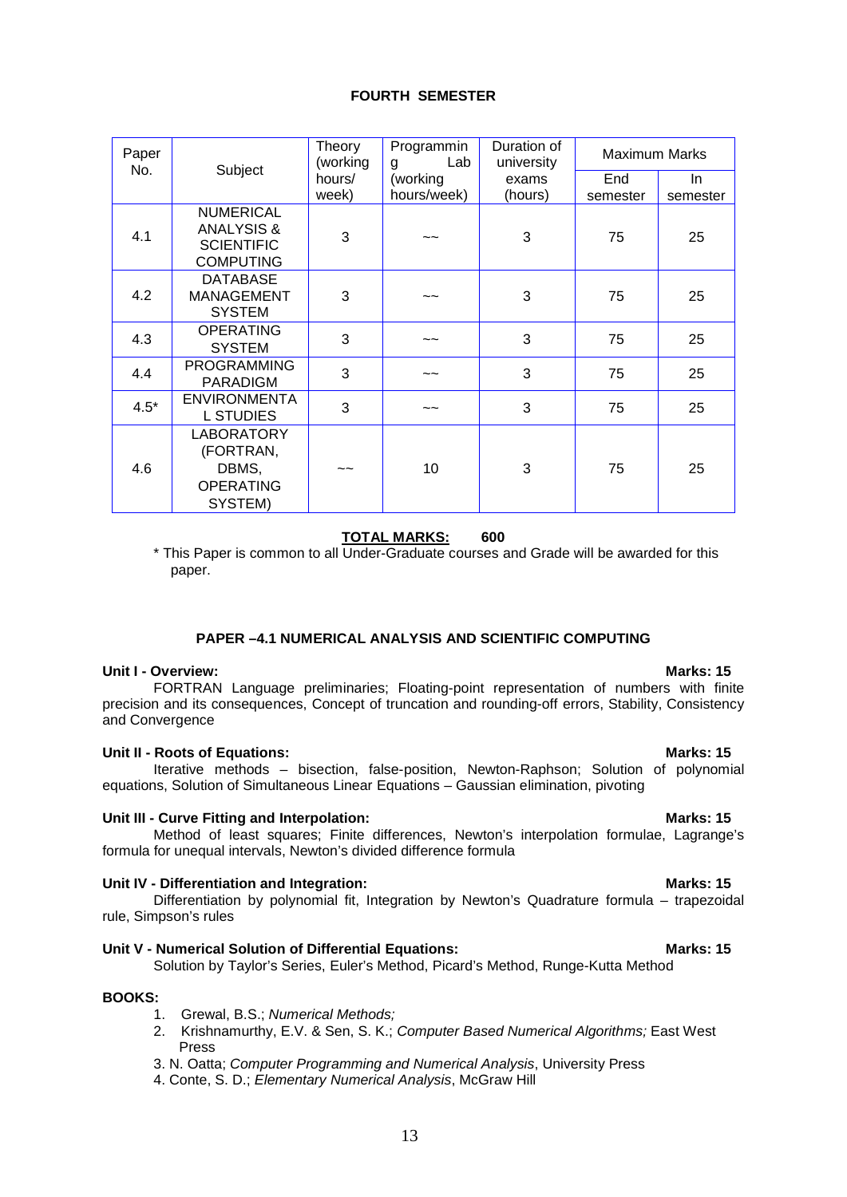# FOURTH SEMESTER

| Paper No. | Subject | Theory (working hours/ week) | Programming Lab (working hours/week) | Duration of university exams (hours) | Maximum Marks | |
|---|---|---|---|---|---|---|
| | | | | | End semester | In semester |
| 4.1 | NUMERICAL ANALYSIS & SCIENTIFIC COMPUTING | 3 | ~~ | 3 | 75 | 25 |
| 4.2 | DATABASE MANAGEMENT SYSTEM | 3 | ~~ | 3 | 75 | 25 |
| 4.3 | OPERATING SYSTEM | 3 | ~~ | 3 | 75 | 25 |
| 4.4 | PROGRAMMING PARADIGM | 3 | ~~ | 3 | 75 | 25 |
| 4.5* | ENVIRONMENTAL STUDIES | 3 | ~~ | 3 | 75 | 25 |
| 4.6 | LABORATORY (FORTRAN, DBMS, OPERATING SYSTEM) | ~~ | 10 | 3 | 75 | 25 |

**TOTAL MARKS: 600**

* This Paper is common to all Under-Graduate courses and Grade will be awarded for this paper.

## PAPER –4.1 NUMERICAL ANALYSIS AND SCIENTIFIC COMPUTING

**Unit I - Overview: Marks: 15**

FORTRAN Language preliminaries; Floating-point representation of numbers with finite precision and its consequences, Concept of truncation and rounding-off errors, Stability, Consistency and Convergence

**Unit II - Roots of Equations: Marks: 15**

Iterative methods – bisection, false-position, Newton-Raphson; Solution of polynomial equations, Solution of Simultaneous Linear Equations – Gaussian elimination, pivoting

**Unit III - Curve Fitting and Interpolation: Marks: 15**

Method of least squares; Finite differences, Newton's interpolation formulae, Lagrange's formula for unequal intervals, Newton's divided difference formula

**Unit IV - Differentiation and Integration: Marks: 15**

Differentiation by polynomial fit, Integration by Newton's Quadrature formula – trapezoidal rule, Simpson's rules

**Unit V - Numerical Solution of Differential Equations: Marks: 15**

Solution by Taylor's Series, Euler's Method, Picard's Method, Runge-Kutta Method

**BOOKS:**

1. Grewal, B.S.; *Numerical Methods;*
2. Krishnamurthy, E.V. & Sen, S. K.; *Computer Based Numerical Algorithms;* East West Press
3. N. Oatta; *Computer Programming and Numerical Analysis*, University Press
4. Conte, S. D.; *Elementary Numerical Analysis*, McGraw Hill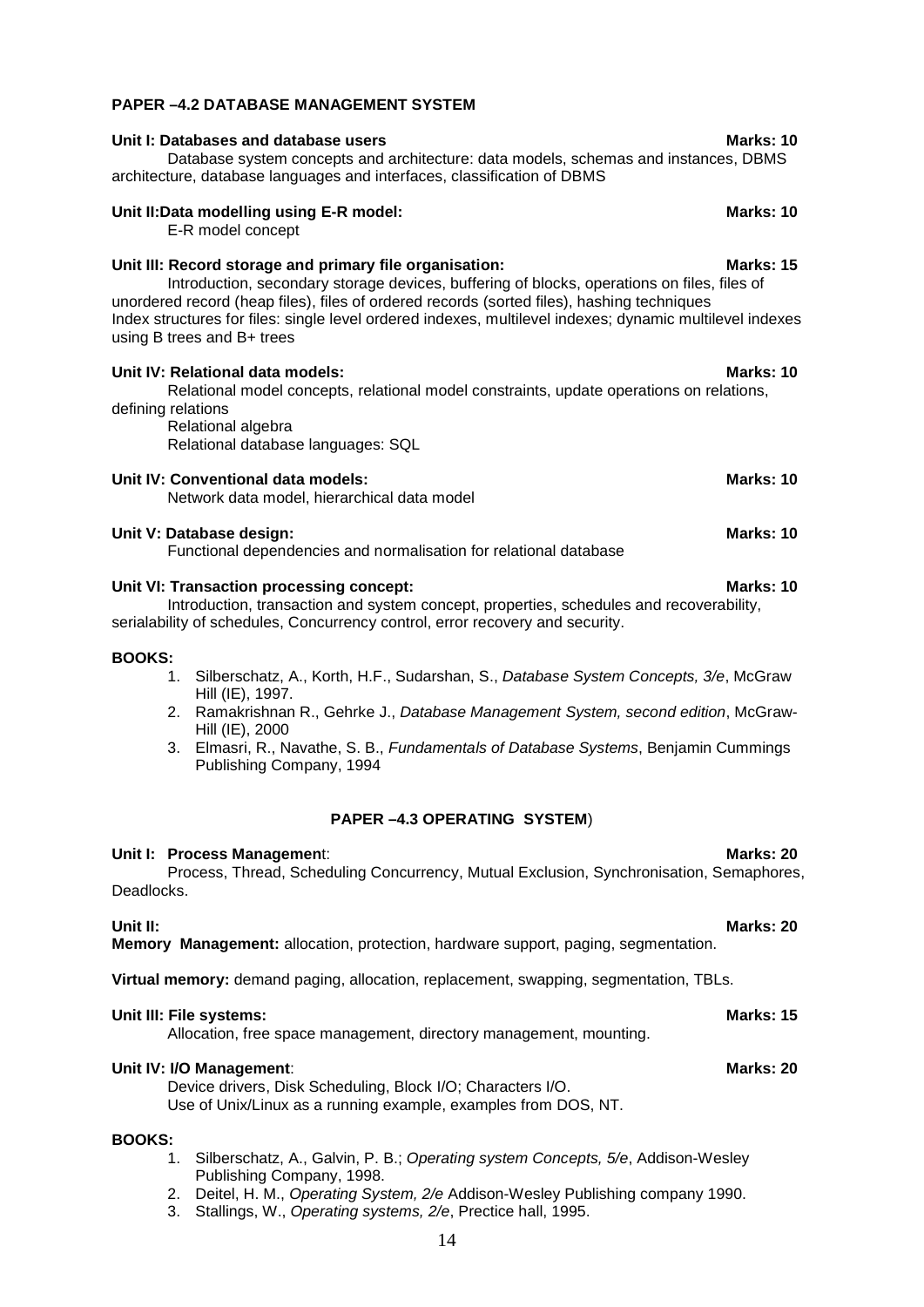## PAPER –4.2 DATABASE MANAGEMENT SYSTEM

**Unit I: Databases and database users** **Marks: 10**

Database system concepts and architecture: data models, schemas and instances, DBMS architecture, database languages and interfaces, classification of DBMS

**Unit II:Data modelling using E-R model:** **Marks: 10**

E-R model concept

**Unit III: Record storage and primary file organisation:** **Marks: 15**

Introduction, secondary storage devices, buffering of blocks, operations on files, files of unordered record (heap files), files of ordered records (sorted files), hashing techniques
Index structures for files: single level ordered indexes, multilevel indexes; dynamic multilevel indexes using B trees and B+ trees

**Unit IV: Relational data models:** **Marks: 10**

Relational model concepts, relational model constraints, update operations on relations, defining relations
Relational algebra
Relational database languages: SQL

**Unit IV: Conventional data models:** **Marks: 10**

Network data model, hierarchical data model

**Unit V: Database design:** **Marks: 10**

Functional dependencies and normalisation for relational database

**Unit VI: Transaction processing concept:** **Marks: 10**

Introduction, transaction and system concept, properties, schedules and recoverability, serialability of schedules, Concurrency control, error recovery and security.

**BOOKS:**

1. Silberschatz, A., Korth, H.F., Sudarshan, S., *Database System Concepts, 3/e*, McGraw Hill (IE), 1997.
2. Ramakrishnan R., Gehrke J., *Database Management System, second edition*, McGraw-Hill (IE), 2000
3. Elmasri, R., Navathe, S. B., *Fundamentals of Database Systems*, Benjamin Cummings Publishing Company, 1994

## PAPER –4.3 OPERATING SYSTEM)

**Unit I: Process Managemen**t: **Marks: 20**

Process, Thread, Scheduling Concurrency, Mutual Exclusion, Synchronisation, Semaphores, Deadlocks.

**Unit II:** **Marks: 20**

**Memory Management:** allocation, protection, hardware support, paging, segmentation.

**Virtual memory:** demand paging, allocation, replacement, swapping, segmentation, TBLs.

**Unit III: File systems:** **Marks: 15**

Allocation, free space management, directory management, mounting.

**Unit IV: I/O Management**: **Marks: 20**

Device drivers, Disk Scheduling, Block I/O; Characters I/O.
Use of Unix/Linux as a running example, examples from DOS, NT.

**BOOKS:**

1. Silberschatz, A., Galvin, P. B.; *Operating system Concepts, 5/e*, Addison-Wesley Publishing Company, 1998.
2. Deitel, H. M., *Operating System, 2/e* Addison-Wesley Publishing company 1990.
3. Stallings, W., *Operating systems, 2/e*, Prectice hall, 1995.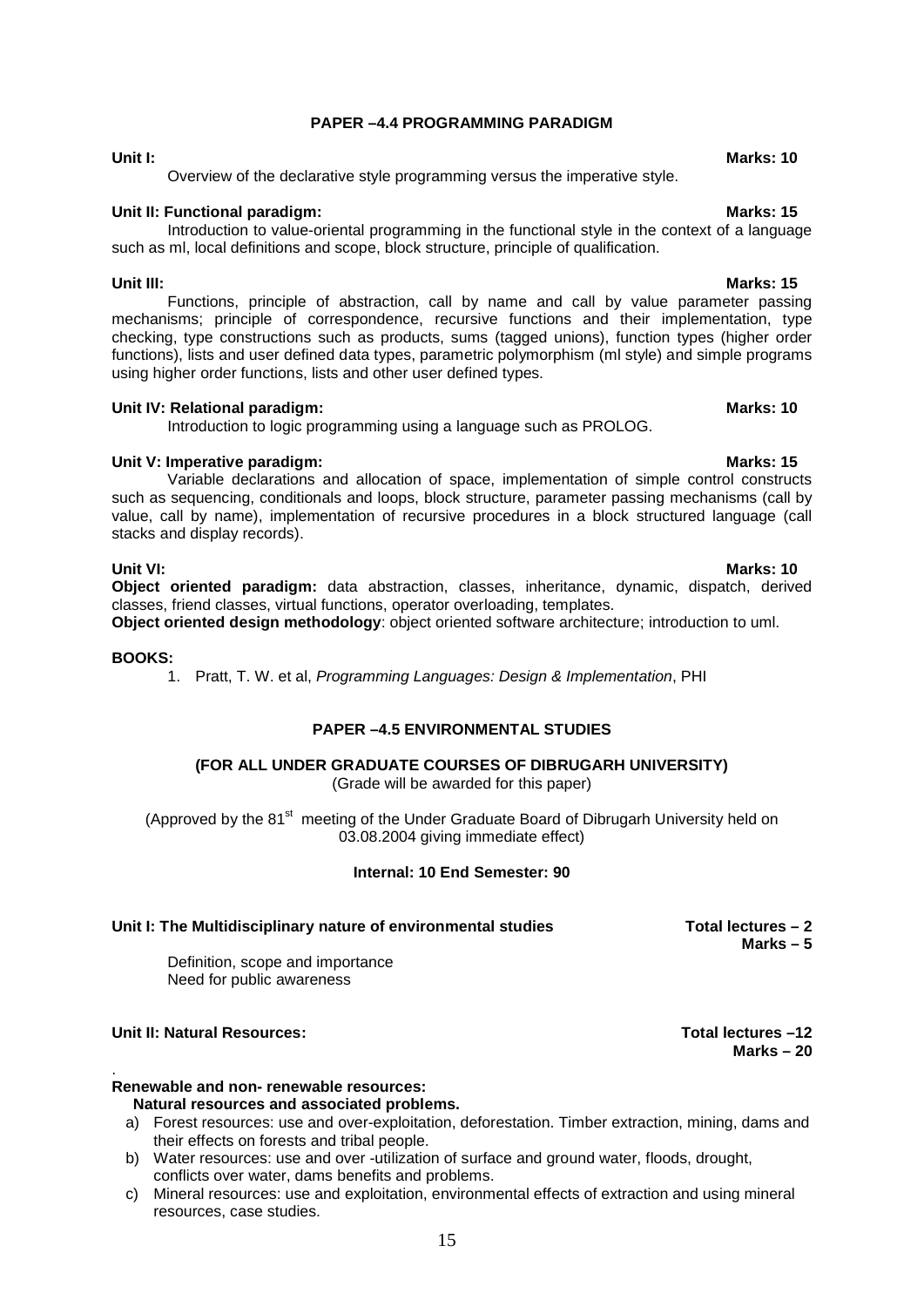## PAPER –4.4 PROGRAMMING PARADIGM

**Unit I:** **Marks: 10**

Overview of the declarative style programming versus the imperative style.

**Unit II: Functional paradigm:** **Marks: 15**

Introduction to value-oriental programming in the functional style in the context of a language such as ml, local definitions and scope, block structure, principle of qualification.

**Unit III:** **Marks: 15**

Functions, principle of abstraction, call by name and call by value parameter passing mechanisms; principle of correspondence, recursive functions and their implementation, type checking, type constructions such as products, sums (tagged unions), function types (higher order functions), lists and user defined data types, parametric polymorphism (ml style) and simple programs using higher order functions, lists and other user defined types.

**Unit IV: Relational paradigm:** **Marks: 10**

Introduction to logic programming using a language such as PROLOG.

**Unit V: Imperative paradigm:** **Marks: 15**

Variable declarations and allocation of space, implementation of simple control constructs such as sequencing, conditionals and loops, block structure, parameter passing mechanisms (call by value, call by name), implementation of recursive procedures in a block structured language (call stacks and display records).

**Unit VI:** **Marks: 10**

**Object oriented paradigm:** data abstraction, classes, inheritance, dynamic, dispatch, derived classes, friend classes, virtual functions, operator overloading, templates.

**Object oriented design methodology**: object oriented software architecture; introduction to uml.

**BOOKS:**

1. Pratt, T. W. et al, *Programming Languages: Design & Implementation*, PHI

## PAPER –4.5 ENVIRONMENTAL STUDIES

**(FOR ALL UNDER GRADUATE COURSES OF DIBRUGARH UNIVERSITY)**

(Grade will be awarded for this paper)

(Approved by the 81st meeting of the Under Graduate Board of Dibrugarh University held on 03.08.2004 giving immediate effect)

**Internal: 10 End Semester: 90**

**Unit I: The Multidisciplinary nature of environmental studies** **Total lectures – 2** **Marks – 5**

Definition, scope and importance
Need for public awareness

**Unit II: Natural Resources:** **Total lectures –12** **Marks – 20**

**Renewable and non- renewable resources:**

**Natural resources and associated problems.**

a) Forest resources: use and over-exploitation, deforestation. Timber extraction, mining, dams and their effects on forests and tribal people.
b) Water resources: use and over -utilization of surface and ground water, floods, drought, conflicts over water, dams benefits and problems.
c) Mineral resources: use and exploitation, environmental effects of extraction and using mineral resources, case studies.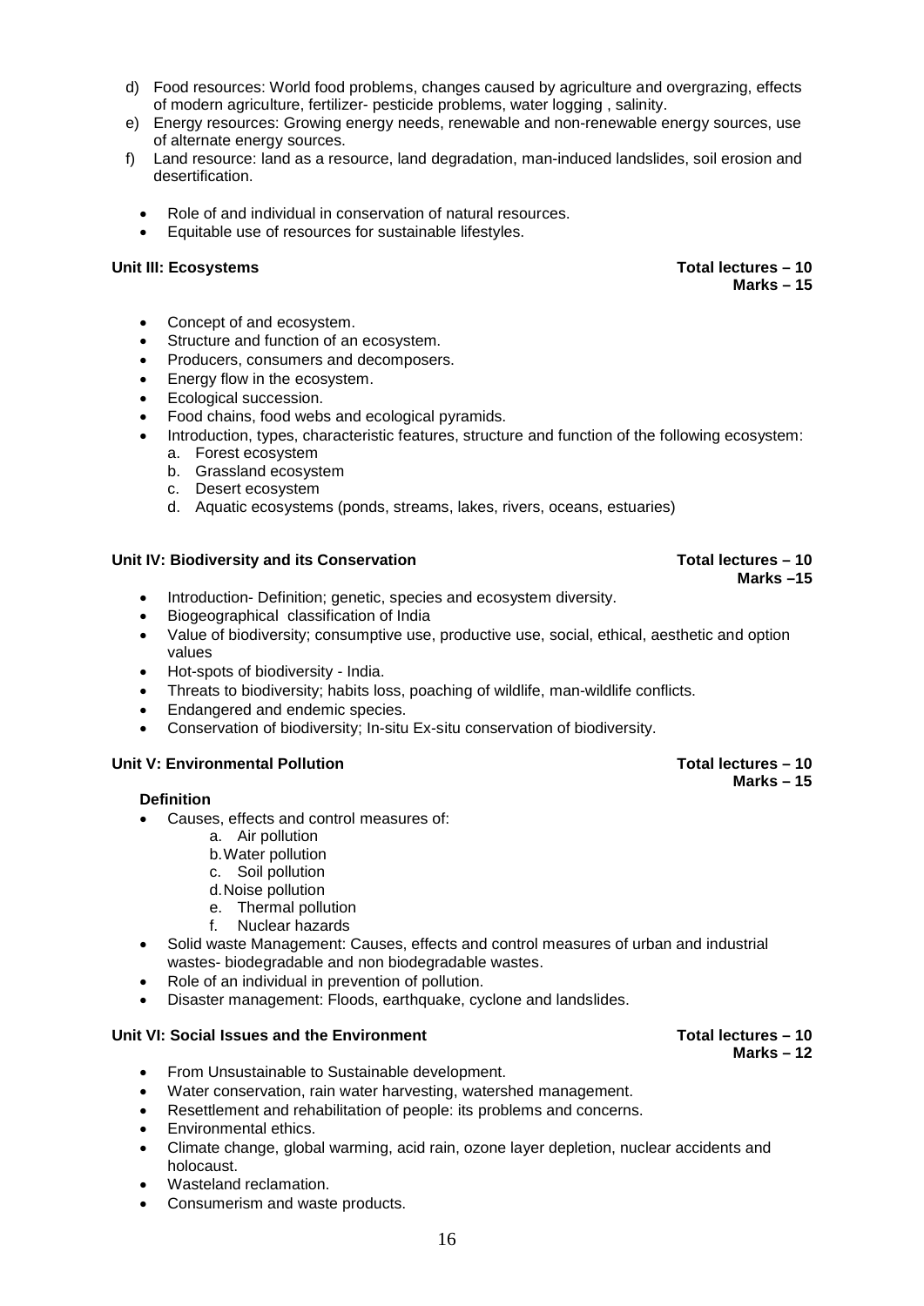d) Food resources: World food problems, changes caused by agriculture and overgrazing, effects of modern agriculture, fertilizer- pesticide problems, water logging , salinity.
e) Energy resources: Growing energy needs, renewable and non-renewable energy sources, use of alternate energy sources.
f) Land resource: land as a resource, land degradation, man-induced landslides, soil erosion and desertification.

- Role of and individual in conservation of natural resources.
- Equitable use of resources for sustainable lifestyles.

**Unit III: Ecosystems** **Total lectures – 10**
**Marks – 15**

- Concept of and ecosystem.
- Structure and function of an ecosystem.
- Producers, consumers and decomposers.
- Energy flow in the ecosystem.
- Ecological succession.
- Food chains, food webs and ecological pyramids.
- Introduction, types, characteristic features, structure and function of the following ecosystem:
  a. Forest ecosystem
  b. Grassland ecosystem
  c. Desert ecosystem
  d. Aquatic ecosystems (ponds, streams, lakes, rivers, oceans, estuaries)

**Unit IV: Biodiversity and its Conservation** **Total lectures – 10**
**Marks –15**

- Introduction- Definition; genetic, species and ecosystem diversity.
- Biogeographical classification of India
- Value of biodiversity; consumptive use, productive use, social, ethical, aesthetic and option values
- Hot-spots of biodiversity - India.
- Threats to biodiversity; habits loss, poaching of wildlife, man-wildlife conflicts.
- Endangered and endemic species.
- Conservation of biodiversity; In-situ Ex-situ conservation of biodiversity.

**Unit V: Environmental Pollution** **Total lectures – 10**
**Marks – 15**

**Definition**

- Causes, effects and control measures of:
  a. Air pollution
  b. Water pollution
  c. Soil pollution
  d. Noise pollution
  e. Thermal pollution
  f. Nuclear hazards
- Solid waste Management: Causes, effects and control measures of urban and industrial wastes- biodegradable and non biodegradable wastes.
- Role of an individual in prevention of pollution.
- Disaster management: Floods, earthquake, cyclone and landslides.

**Unit VI: Social Issues and the Environment** **Total lectures – 10**
**Marks – 12**

- From Unsustainable to Sustainable development.
- Water conservation, rain water harvesting, watershed management.
- Resettlement and rehabilitation of people: its problems and concerns.
- Environmental ethics.
- Climate change, global warming, acid rain, ozone layer depletion, nuclear accidents and holocaust.
- Wasteland reclamation.
- Consumerism and waste products.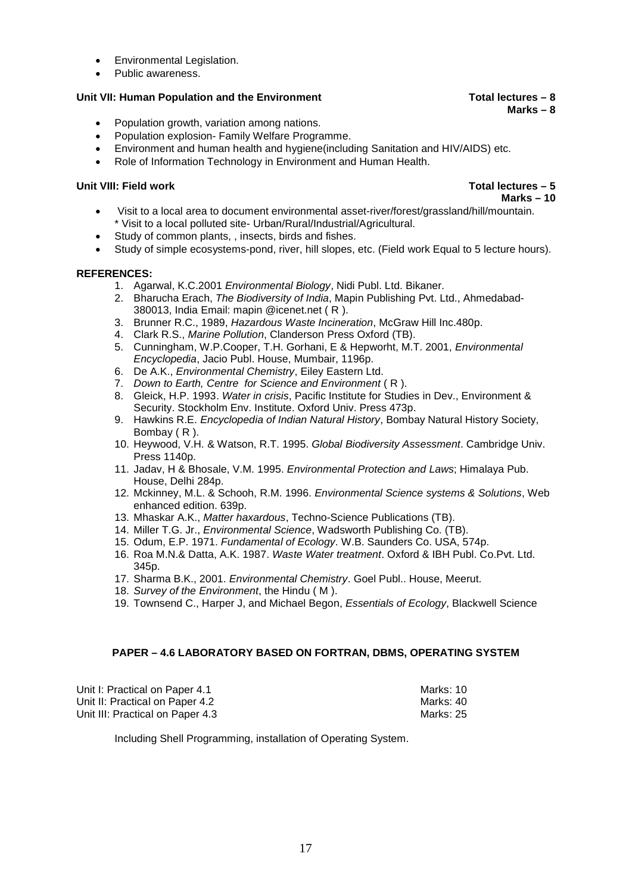- Environmental Legislation.
- Public awareness.

**Unit VII: Human Population and the Environment** **Total lectures – 8**
**Marks – 8**

- Population growth, variation among nations.
- Population explosion- Family Welfare Programme.
- Environment and human health and hygiene(including Sanitation and HIV/AIDS) etc.
- Role of Information Technology in Environment and Human Health.

**Unit VIII: Field work** **Total lectures – 5**
**Marks – 10**

- Visit to a local area to document environmental asset-river/forest/grassland/hill/mountain.
  * Visit to a local polluted site- Urban/Rural/Industrial/Agricultural.
- Study of common plants, , insects, birds and fishes.
- Study of simple ecosystems-pond, river, hill slopes, etc. (Field work Equal to 5 lecture hours).

**REFERENCES:**

1. Agarwal, K.C.2001 *Environmental Biology*, Nidi Publ. Ltd. Bikaner.
2. Bharucha Erach, *The Biodiversity of India*, Mapin Publishing Pvt. Ltd., Ahmedabad-380013, India Email: mapin @icenet.net ( R ).
3. Brunner R.C., 1989, *Hazardous Waste Incineration*, McGraw Hill Inc.480p.
4. Clark R.S., *Marine Pollution*, Clanderson Press Oxford (TB).
5. Cunningham, W.P.Cooper, T.H. Gorhani, E & Hepworht, M.T. 2001, *Environmental Encyclopedia*, Jacio Publ. House, Mumbair, 1196p.
6. De A.K., *Environmental Chemistry*, Eiley Eastern Ltd.
7. *Down to Earth, Centre for Science and Environment* ( R ).
8. Gleick, H.P. 1993. *Water in crisis*, Pacific Institute for Studies in Dev., Environment & Security. Stockholm Env. Institute. Oxford Univ. Press 473p.
9. Hawkins R.E. *Encyclopedia of Indian Natural History*, Bombay Natural History Society, Bombay ( R ).
10. Heywood, V.H. & Watson, R.T. 1995. *Global Biodiversity Assessment*. Cambridge Univ. Press 1140p.
11. Jadav, H & Bhosale, V.M. 1995. *Environmental Protection and Laws*; Himalaya Pub. House, Delhi 284p.
12. Mckinney, M.L. & Schooh, R.M. 1996. *Environmental Science systems & Solutions*, Web enhanced edition. 639p.
13. Mhaskar A.K., *Matter haxardous*, Techno-Science Publications (TB).
14. Miller T.G. Jr., *Environmental Science*, Wadsworth Publishing Co. (TB).
15. Odum, E.P. 1971. *Fundamental of Ecology*. W.B. Saunders Co. USA, 574p.
16. Roa M.N.& Datta, A.K. 1987. *Waste Water treatment*. Oxford & IBH Publ. Co.Pvt. Ltd. 345p.
17. Sharma B.K., 2001. *Environmental Chemistry*. Goel Publ.. House, Meerut.
18. *Survey of the Environment*, the Hindu ( M ).
19. Townsend C., Harper J, and Michael Begon, *Essentials of Ecology*, Blackwell Science

## PAPER – 4.6 LABORATORY BASED ON FORTRAN, DBMS, OPERATING SYSTEM

| | |
|---|---|
| Unit I: Practical on Paper 4.1 | Marks: 10 |
| Unit II: Practical on Paper 4.2 | Marks: 40 |
| Unit III: Practical on Paper 4.3 | Marks: 25 |

Including Shell Programming, installation of Operating System.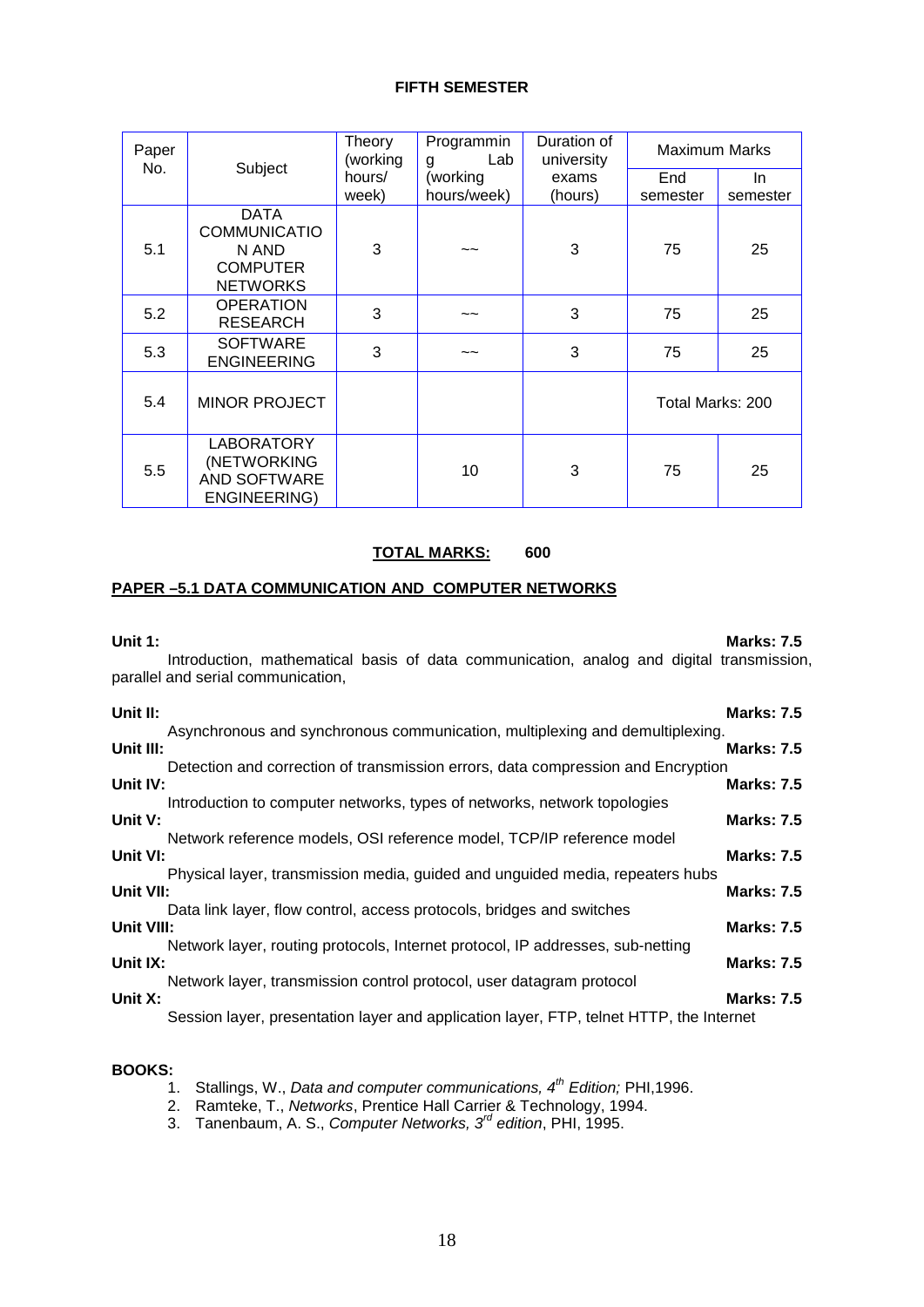## FIFTH SEMESTER

| Paper No. | Subject | Theory (working hours/ week) | Programming Lab (working hours/week) | Duration of university exams (hours) | Maximum Marks | |
|---|---|---|---|---|---|---|
| | | | | | End semester | In semester |
| 5.1 | DATA COMMUNICATION AND COMPUTER NETWORKS | 3 | ~~ | 3 | 75 | 25 |
| 5.2 | OPERATION RESEARCH | 3 | ~~ | 3 | 75 | 25 |
| 5.3 | SOFTWARE ENGINEERING | 3 | ~~ | 3 | 75 | 25 |
| 5.4 | MINOR PROJECT | | | | Total Marks: 200 | |
| 5.5 | LABORATORY (NETWORKING AND SOFTWARE ENGINEERING) | | 10 | 3 | 75 | 25 |

**TOTAL MARKS: 600**

### PAPER –5.1 DATA COMMUNICATION AND COMPUTER NETWORKS

**Unit 1:** **Marks: 7.5**
Introduction, mathematical basis of data communication, analog and digital transmission, parallel and serial communication,

**Unit II:** **Marks: 7.5**
Asynchronous and synchronous communication, multiplexing and demultiplexing.

**Unit III:** **Marks: 7.5**
Detection and correction of transmission errors, data compression and Encryption

**Unit IV:** **Marks: 7.5**
Introduction to computer networks, types of networks, network topologies

**Unit V:** **Marks: 7.5**
Network reference models, OSI reference model, TCP/IP reference model

**Unit VI:** **Marks: 7.5**
Physical layer, transmission media, guided and unguided media, repeaters hubs

**Unit VII:** **Marks: 7.5**
Data link layer, flow control, access protocols, bridges and switches

**Unit VIII:** **Marks: 7.5**
Network layer, routing protocols, Internet protocol, IP addresses, sub-netting

**Unit IX:** **Marks: 7.5**
Network layer, transmission control protocol, user datagram protocol

**Unit X:** **Marks: 7.5**
Session layer, presentation layer and application layer, FTP, telnet HTTP, the Internet

**BOOKS:**

1. Stallings, W., *Data and computer communications, 4th Edition;* PHI,1996.
2. Ramteke, T., *Networks*, Prentice Hall Carrier & Technology, 1994.
3. Tanenbaum, A. S., *Computer Networks, 3rd edition*, PHI, 1995.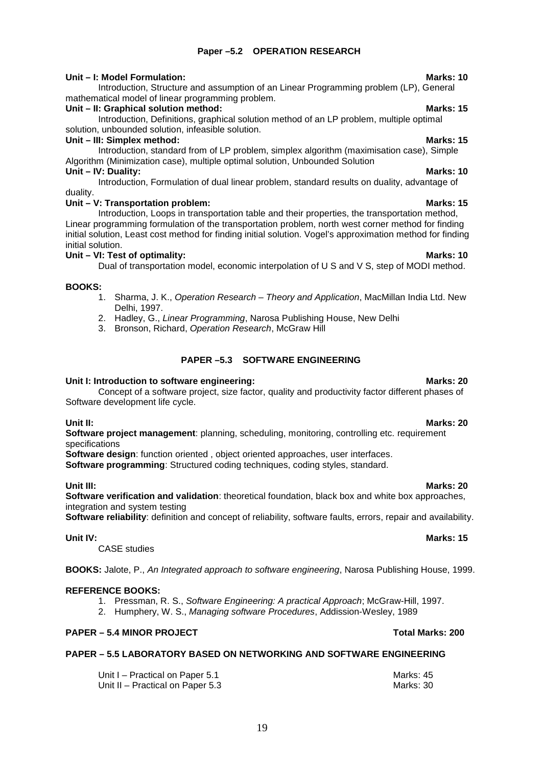## Paper –5.2 OPERATION RESEARCH

**Unit – I: Model Formulation:** **Marks: 10**

Introduction, Structure and assumption of an Linear Programming problem (LP), General mathematical model of linear programming problem.

**Unit – II: Graphical solution method:** **Marks: 15**

Introduction, Definitions, graphical solution method of an LP problem, multiple optimal solution, unbounded solution, infeasible solution.

**Unit – III: Simplex method:** **Marks: 15**

Introduction, standard from of LP problem, simplex algorithm (maximisation case), Simple Algorithm (Minimization case), multiple optimal solution, Unbounded Solution

**Unit – IV: Duality:** **Marks: 10**

Introduction, Formulation of dual linear problem, standard results on duality, advantage of duality.

**Unit – V: Transportation problem:** **Marks: 15**

Introduction, Loops in transportation table and their properties, the transportation method, Linear programming formulation of the transportation problem, north west corner method for finding initial solution, Least cost method for finding initial solution. Vogel's approximation method for finding initial solution.

**Unit – VI: Test of optimality:** **Marks: 10**

Dual of transportation model, economic interpolation of U S and V S, step of MODI method.

**BOOKS:**

1. Sharma, J. K., *Operation Research – Theory and Application*, MacMillan India Ltd. New Delhi, 1997.
2. Hadley, G., *Linear Programming*, Narosa Publishing House, New Delhi
3. Bronson, Richard, *Operation Research*, McGraw Hill

## PAPER –5.3 SOFTWARE ENGINEERING

**Unit I: Introduction to software engineering:** **Marks: 20**

Concept of a software project, size factor, quality and productivity factor different phases of Software development life cycle.

**Unit II:** **Marks: 20**

**Software project management**: planning, scheduling, monitoring, controlling etc. requirement specifications

**Software design**: function oriented , object oriented approaches, user interfaces.

**Software programming**: Structured coding techniques, coding styles, standard.

**Unit III:** **Marks: 20**

**Software verification and validation**: theoretical foundation, black box and white box approaches, integration and system testing

**Software reliability**: definition and concept of reliability, software faults, errors, repair and availability.

**Unit IV:** **Marks: 15**

CASE studies

**BOOKS:** Jalote, P., *An Integrated approach to software engineering*, Narosa Publishing House, 1999.

**REFERENCE BOOKS:**

1. Pressman, R. S., *Software Engineering: A practical Approach*; McGraw-Hill, 1997.
2. Humphery, W. S., *Managing software Procedures*, Addission-Wesley, 1989

**PAPER – 5.4 MINOR PROJECT** **Total Marks: 200**

**PAPER – 5.5 LABORATORY BASED ON NETWORKING AND SOFTWARE ENGINEERING**

Unit I – Practical on Paper 5.1 Marks: 45

Unit II – Practical on Paper 5.3 Marks: 30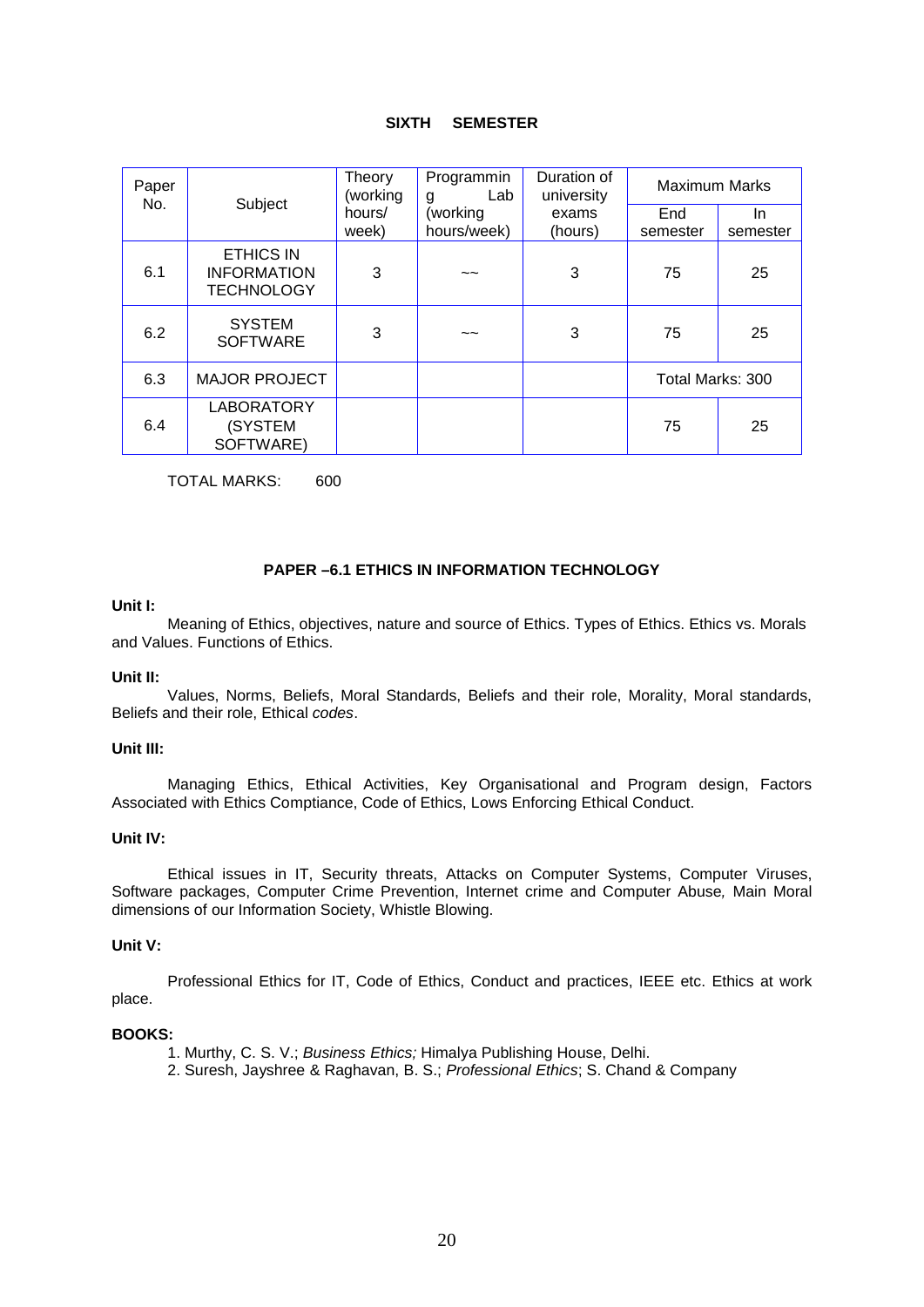**SIXTH SEMESTER**

| Paper No. | Subject | Theory (working hours/ week) | Programming Lab (working hours/week) | Duration of university exams (hours) | Maximum Marks | |
|---|---|---|---|---|---|---|
| | | | | | End semester | In semester |
| 6.1 | ETHICS IN INFORMATION TECHNOLOGY | 3 | ~~ | 3 | 75 | 25 |
| 6.2 | SYSTEM SOFTWARE | 3 | ~~ | 3 | 75 | 25 |
| 6.3 | MAJOR PROJECT | | | | Total Marks: 300 | |
| 6.4 | LABORATORY (SYSTEM SOFTWARE) | | | | 75 | 25 |

TOTAL MARKS: 600

**PAPER –6.1 ETHICS IN INFORMATION TECHNOLOGY**

**Unit I:**

Meaning of Ethics, objectives, nature and source of Ethics. Types of Ethics. Ethics vs. Morals and Values. Functions of Ethics.

**Unit II:**

Values, Norms, Beliefs, Moral Standards, Beliefs and their role, Morality, Moral standards, Beliefs and their role, Ethical *codes*.

**Unit III:**

Managing Ethics, Ethical Activities, Key Organisational and Program design, Factors Associated with Ethics Comptiance, Code of Ethics, Lows Enforcing Ethical Conduct.

**Unit IV:**

Ethical issues in IT, Security threats, Attacks on Computer Systems, Computer Viruses, Software packages, Computer Crime Prevention, Internet crime and Computer Abuse*,* Main Moral dimensions of our Information Society, Whistle Blowing.

**Unit V:**

Professional Ethics for IT, Code of Ethics, Conduct and practices, IEEE etc. Ethics at work place.

**BOOKS:**

1. Murthy, C. S. V.; *Business Ethics;* Himalya Publishing House, Delhi.
2. Suresh, Jayshree & Raghavan, B. S.; *Professional Ethics*; S. Chand & Company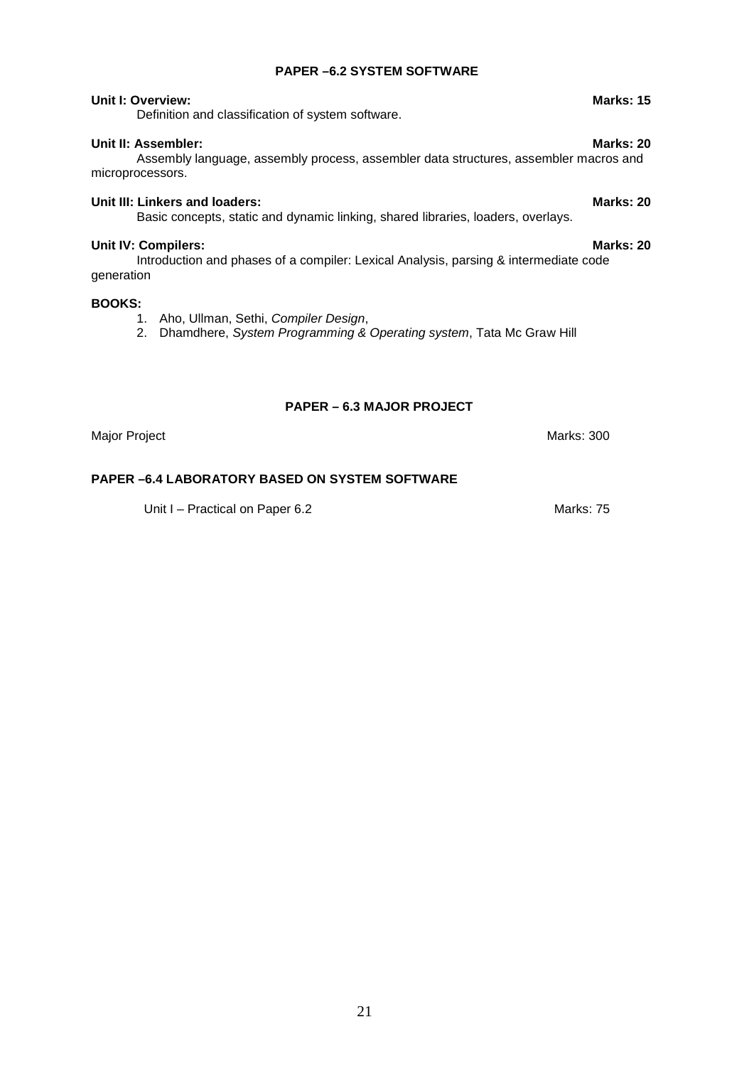## PAPER –6.2 SYSTEM SOFTWARE

**Unit I: Overview:** **Marks: 15**

Definition and classification of system software.

**Unit II: Assembler:** **Marks: 20**

Assembly language, assembly process, assembler data structures, assembler macros and microprocessors.

**Unit III: Linkers and loaders:** **Marks: 20**

Basic concepts, static and dynamic linking, shared libraries, loaders, overlays.

**Unit IV: Compilers:** **Marks: 20**

Introduction and phases of a compiler: Lexical Analysis, parsing & intermediate code generation

**BOOKS:**

1. Aho, Ullman, Sethi, *Compiler Design*,
2. Dhamdhere, *System Programming & Operating system*, Tata Mc Graw Hill

## PAPER – 6.3 MAJOR PROJECT

Major Project Marks: 300

## PAPER –6.4 LABORATORY BASED ON SYSTEM SOFTWARE

Unit I – Practical on Paper 6.2 Marks: 75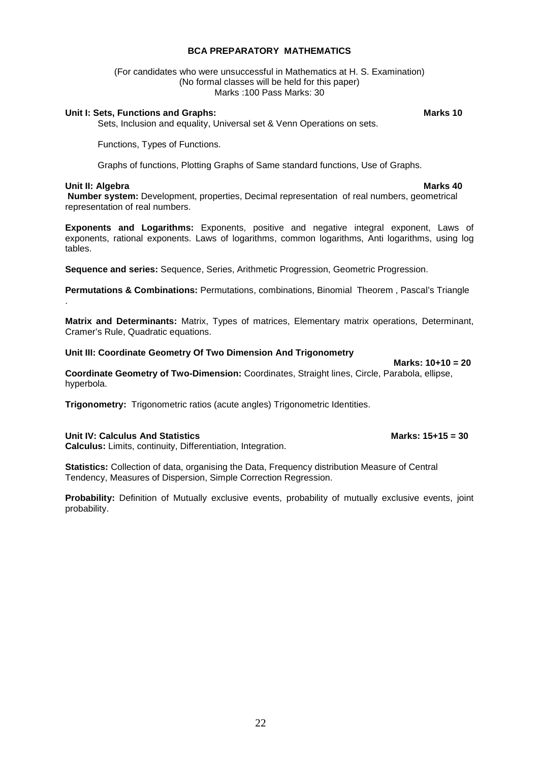# BCA PREPARATORY MATHEMATICS

(For candidates who were unsuccessful in Mathematics at H. S. Examination)
(No formal classes will be held for this paper)
Marks :100 Pass Marks: 30

## Unit I: Sets, Functions and Graphs: **Marks 10**

Sets, Inclusion and equality, Universal set & Venn Operations on sets.

Functions, Types of Functions.

Graphs of functions, Plotting Graphs of Same standard functions, Use of Graphs.

## Unit II: Algebra **Marks 40**

**Number system:** Development, properties, Decimal representation of real numbers, geometrical representation of real numbers.

**Exponents and Logarithms:** Exponents, positive and negative integral exponent, Laws of exponents, rational exponents. Laws of logarithms, common logarithms, Anti logarithms, using log tables.

**Sequence and series:** Sequence, Series, Arithmetic Progression, Geometric Progression.

**Permutations & Combinations:** Permutations, combinations, Binomial Theorem , Pascal's Triangle .

**Matrix and Determinants:** Matrix, Types of matrices, Elementary matrix operations, Determinant, Cramer's Rule, Quadratic equations.

## Unit III: Coordinate Geometry Of Two Dimension And Trigonometry

**Marks: 10+10 = 20**

**Coordinate Geometry of Two-Dimension:** Coordinates, Straight lines, Circle, Parabola, ellipse, hyperbola.

**Trigonometry:** Trigonometric ratios (acute angles) Trigonometric Identities.

## Unit IV: Calculus And Statistics **Marks: 15+15 = 30**

**Calculus:** Limits, continuity, Differentiation, Integration.

**Statistics:** Collection of data, organising the Data, Frequency distribution Measure of Central Tendency, Measures of Dispersion, Simple Correction Regression.

**Probability:** Definition of Mutually exclusive events, probability of mutually exclusive events, joint probability.